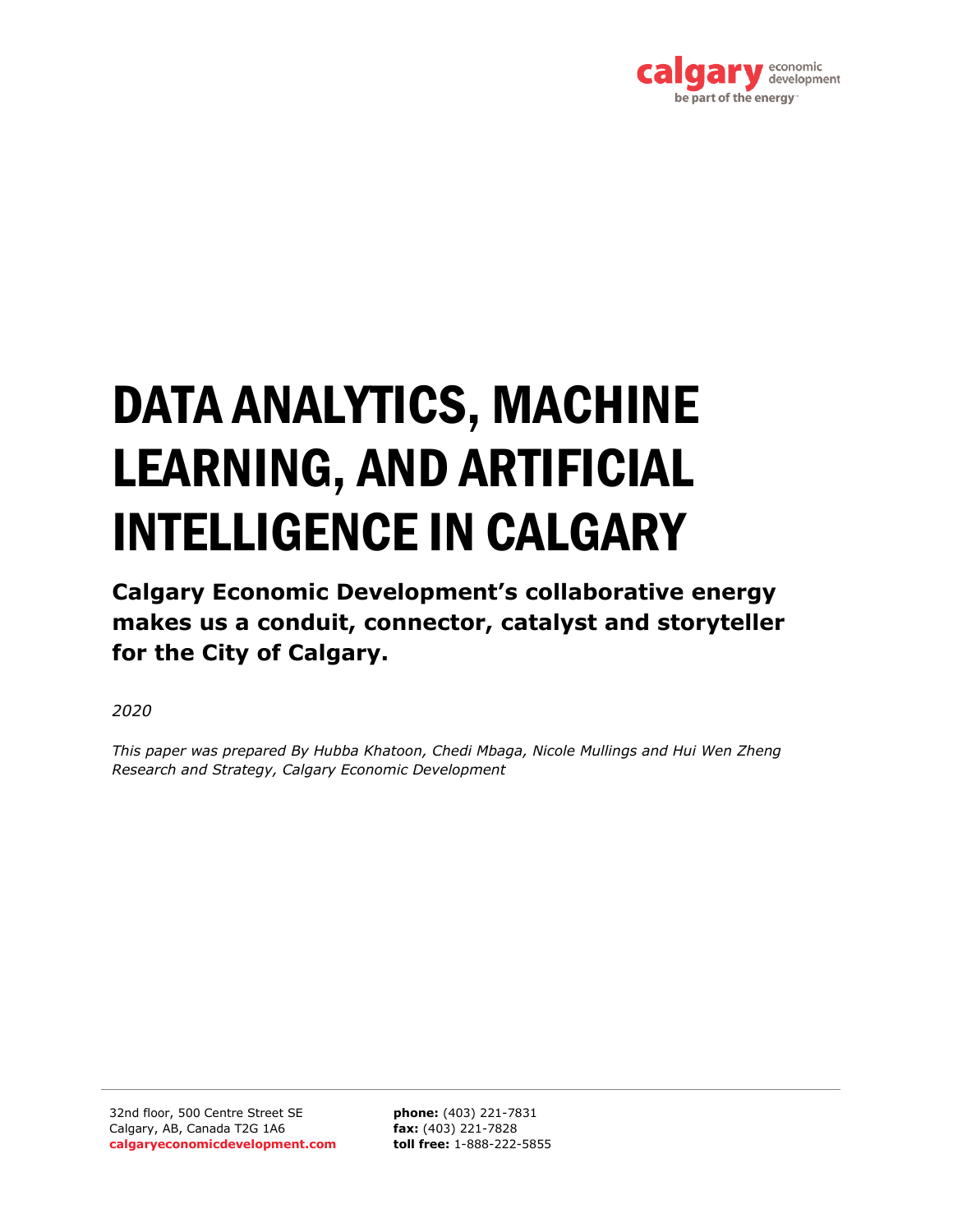calgary economic development

be part of the energy

# DATA ANALYTICS, MACHINE LEARNING, AND ARTIFICIAL INTELLIGENCE IN CALGARY

**Calgary Economic Development's collaborative energy makes us a conduit, connector, catalyst and storyteller for the City of Calgary.**

*2020*

*This paper was prepared By Hubba Khatoon, Chedi Mbaga, Nicole Mullings and Hui Wen Zheng Research and Strategy, Calgary Economic Development*

32nd floor, 500 Centre Street SE
Calgary, AB, Canada T2G 1A6
**calgaryeconomicdevelopment.com**

**phone:** (403) 221-7831
**fax:** (403) 221-7828
**toll free:** 1-888-222-5855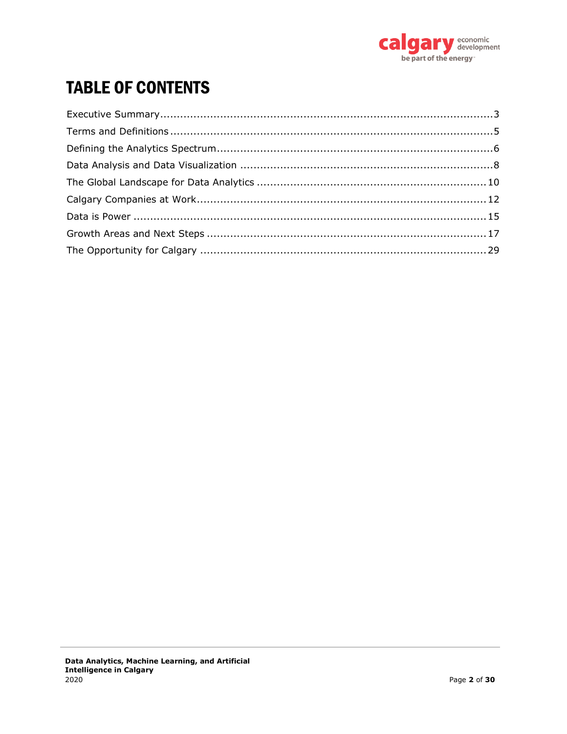# TABLE OF CONTENTS

Executive Summary....................................................................................................3
Terms and Definitions ................................................................................................5
Defining the Analytics Spectrum...................................................................................6
Data Analysis and Data Visualization ...........................................................................8
The Global Landscape for Data Analytics ....................................................................10
Calgary Companies at Work......................................................................................12
Data is Power ..........................................................................................................15
Growth Areas and Next Steps ...................................................................................17
The Opportunity for Calgary .....................................................................................29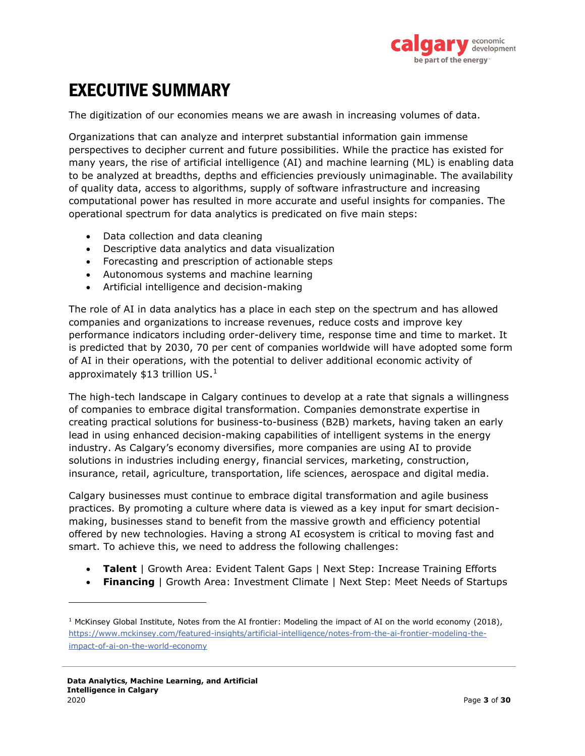# EXECUTIVE SUMMARY

The digitization of our economies means we are awash in increasing volumes of data.

Organizations that can analyze and interpret substantial information gain immense perspectives to decipher current and future possibilities. While the practice has existed for many years, the rise of artificial intelligence (AI) and machine learning (ML) is enabling data to be analyzed at breadths, depths and efficiencies previously unimaginable. The availability of quality data, access to algorithms, supply of software infrastructure and increasing computational power has resulted in more accurate and useful insights for companies. The operational spectrum for data analytics is predicated on five main steps:

- Data collection and data cleaning
- Descriptive data analytics and data visualization
- Forecasting and prescription of actionable steps
- Autonomous systems and machine learning
- Artificial intelligence and decision-making

The role of AI in data analytics has a place in each step on the spectrum and has allowed companies and organizations to increase revenues, reduce costs and improve key performance indicators including order-delivery time, response time and time to market. It is predicted that by 2030, 70 per cent of companies worldwide will have adopted some form of AI in their operations, with the potential to deliver additional economic activity of approximately $13 trillion US.[1]

The high-tech landscape in Calgary continues to develop at a rate that signals a willingness of companies to embrace digital transformation. Companies demonstrate expertise in creating practical solutions for business-to-business (B2B) markets, having taken an early lead in using enhanced decision-making capabilities of intelligent systems in the energy industry. As Calgary's economy diversifies, more companies are using AI to provide solutions in industries including energy, financial services, marketing, construction, insurance, retail, agriculture, transportation, life sciences, aerospace and digital media.

Calgary businesses must continue to embrace digital transformation and agile business practices. By promoting a culture where data is viewed as a key input for smart decision-making, businesses stand to benefit from the massive growth and efficiency potential offered by new technologies. Having a strong AI ecosystem is critical to moving fast and smart. To achieve this, we need to address the following challenges:

- **Talent** | Growth Area: Evident Talent Gaps | Next Step: Increase Training Efforts
- **Financing** | Growth Area: Investment Climate | Next Step: Meet Needs of Startups

---

[1] McKinsey Global Institute, Notes from the AI frontier: Modeling the impact of AI on the world economy (2018), https://www.mckinsey.com/featured-insights/artificial-intelligence/notes-from-the-ai-frontier-modeling-the-impact-of-ai-on-the-world-economy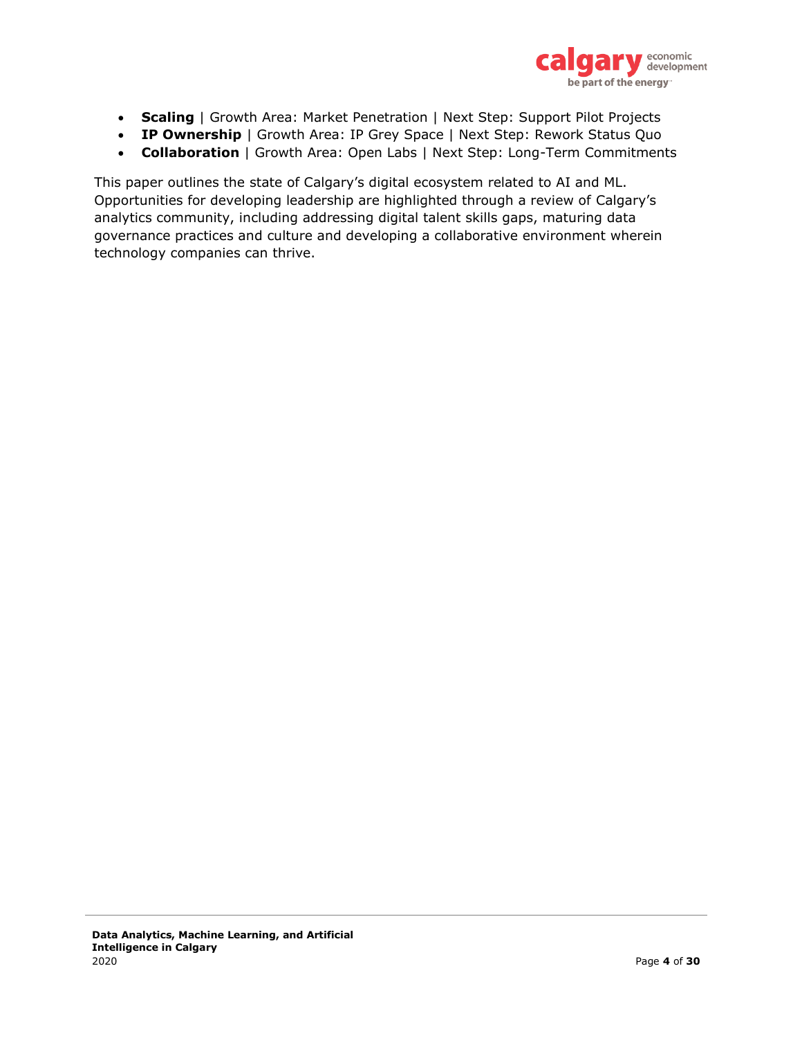- **Scaling** | Growth Area: Market Penetration | Next Step: Support Pilot Projects
- **IP Ownership** | Growth Area: IP Grey Space | Next Step: Rework Status Quo
- **Collaboration** | Growth Area: Open Labs | Next Step: Long-Term Commitments

This paper outlines the state of Calgary's digital ecosystem related to AI and ML. Opportunities for developing leadership are highlighted through a review of Calgary's analytics community, including addressing digital talent skills gaps, maturing data governance practices and culture and developing a collaborative environment wherein technology companies can thrive.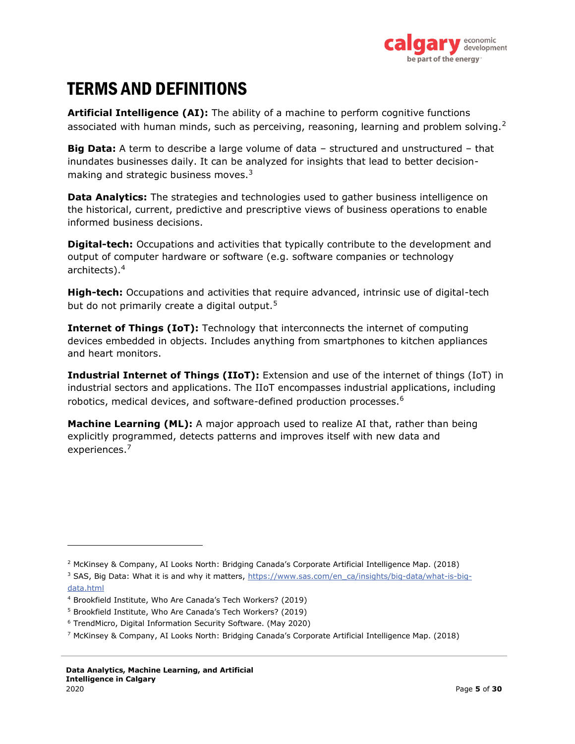# TERMS AND DEFINITIONS

**Artificial Intelligence (AI):** The ability of a machine to perform cognitive functions associated with human minds, such as perceiving, reasoning, learning and problem solving.[2]

**Big Data:** A term to describe a large volume of data – structured and unstructured – that inundates businesses daily. It can be analyzed for insights that lead to better decision-making and strategic business moves.[3]

**Data Analytics:** The strategies and technologies used to gather business intelligence on the historical, current, predictive and prescriptive views of business operations to enable informed business decisions.

**Digital-tech:** Occupations and activities that typically contribute to the development and output of computer hardware or software (e.g. software companies or technology architects).[4]

**High-tech:** Occupations and activities that require advanced, intrinsic use of digital-tech but do not primarily create a digital output.[5]

**Internet of Things (IoT):** Technology that interconnects the internet of computing devices embedded in objects. Includes anything from smartphones to kitchen appliances and heart monitors.

**Industrial Internet of Things (IIoT):** Extension and use of the internet of things (IoT) in industrial sectors and applications. The IIoT encompasses industrial applications, including robotics, medical devices, and software-defined production processes.[6]

**Machine Learning (ML):** A major approach used to realize AI that, rather than being explicitly programmed, detects patterns and improves itself with new data and experiences.[7]

---

[2] McKinsey & Company, AI Looks North: Bridging Canada's Corporate Artificial Intelligence Map. (2018)

[3] SAS, Big Data: What it is and why it matters, https://www.sas.com/en_ca/insights/big-data/what-is-big-data.html

[4] Brookfield Institute, Who Are Canada's Tech Workers? (2019)

[5] Brookfield Institute, Who Are Canada's Tech Workers? (2019)

[6] TrendMicro, Digital Information Security Software. (May 2020)

[7] McKinsey & Company, AI Looks North: Bridging Canada's Corporate Artificial Intelligence Map. (2018)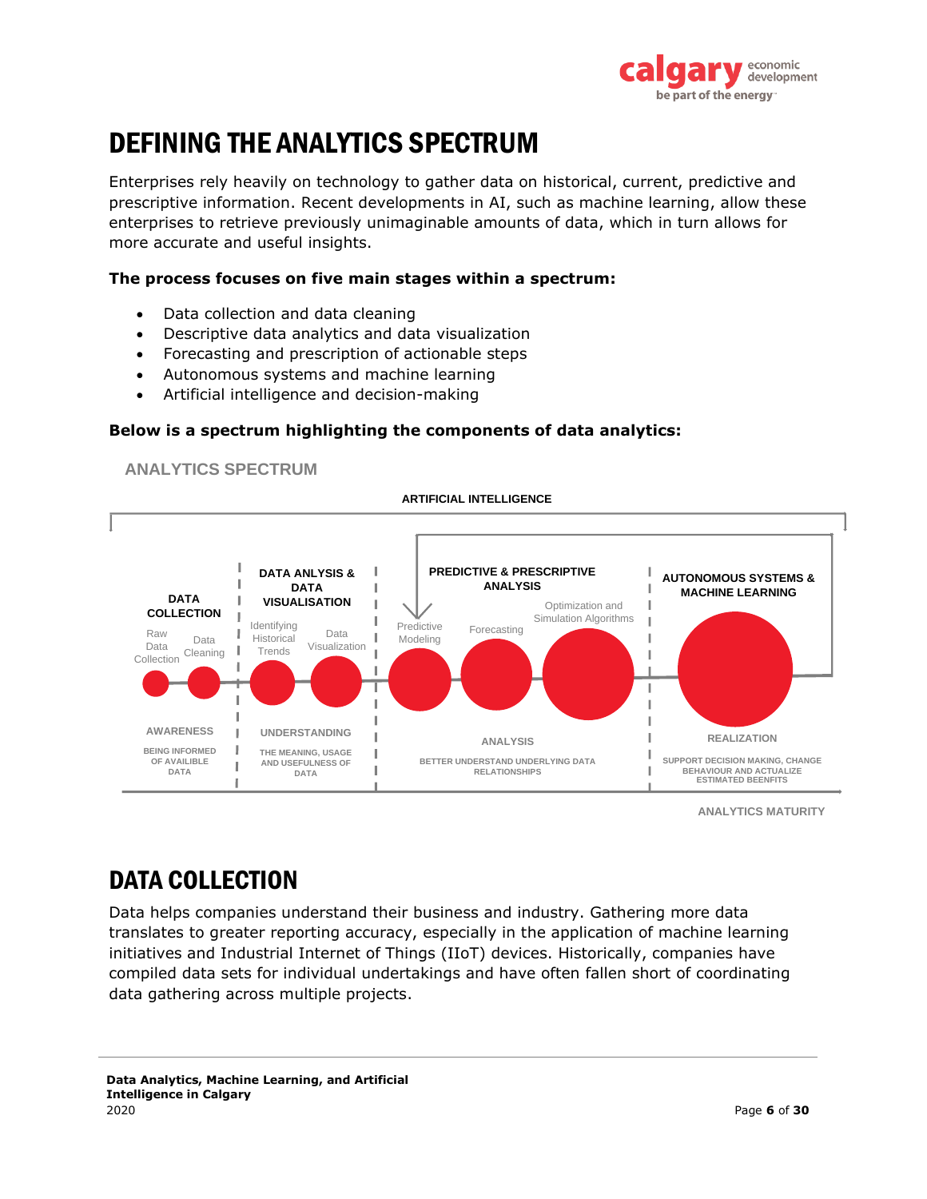# DEFINING THE ANALYTICS SPECTRUM

Enterprises rely heavily on technology to gather data on historical, current, predictive and prescriptive information. Recent developments in AI, such as machine learning, allow these enterprises to retrieve previously unimaginable amounts of data, which in turn allows for more accurate and useful insights.

**The process focuses on five main stages within a spectrum:**

- Data collection and data cleaning
- Descriptive data analytics and data visualization
- Forecasting and prescription of actionable steps
- Autonomous systems and machine learning
- Artificial intelligence and decision-making

**Below is a spectrum highlighting the components of data analytics:**

ANALYTICS SPECTRUM

ARTIFICIAL INTELLIGENCE

| DATA COLLECTION | DATA ANLYSIS & DATA VISUALISATION | PREDICTIVE & PRESCRIPTIVE ANALYSIS | AUTONOMOUS SYSTEMS & MACHINE LEARNING |
|---|---|---|---|
| Raw Data Collection; Data Cleaning | Identifying Historical Trends; Data Visualization | Predictive Modeling; Forecasting; Optimization and Simulation Algorithms | |
| AWARENESS | UNDERSTANDING | ANALYSIS | REALIZATION |
| BEING INFORMED OF AVAILIBLE DATA | THE MEANING, USAGE AND USEFULNESS OF DATA | BETTER UNDERSTAND UNDERLYING DATA RELATIONSHIPS | SUPPORT DECISION MAKING, CHANGE BEHAVIOUR AND ACTUALIZE ESTIMATED BEENFITS |

ANALYTICS MATURITY

# DATA COLLECTION

Data helps companies understand their business and industry. Gathering more data translates to greater reporting accuracy, especially in the application of machine learning initiatives and Industrial Internet of Things (IIoT) devices. Historically, companies have compiled data sets for individual undertakings and have often fallen short of coordinating data gathering across multiple projects.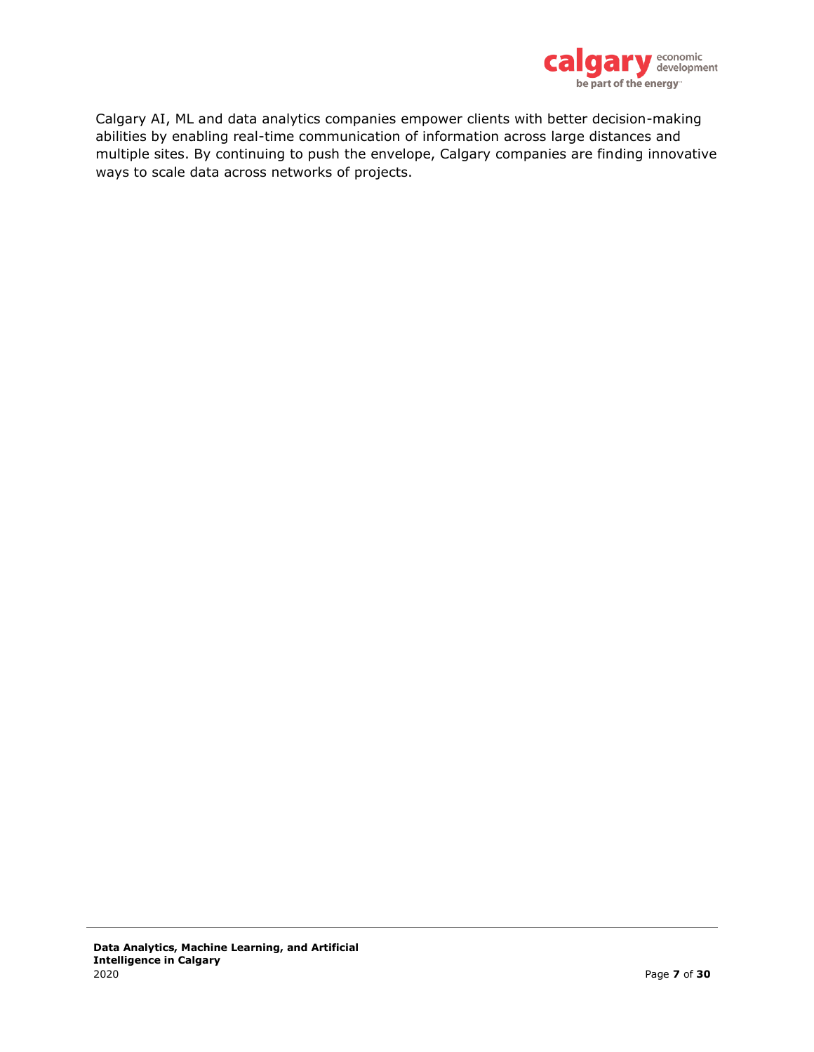Calgary AI, ML and data analytics companies empower clients with better decision-making abilities by enabling real-time communication of information across large distances and multiple sites. By continuing to push the envelope, Calgary companies are finding innovative ways to scale data across networks of projects.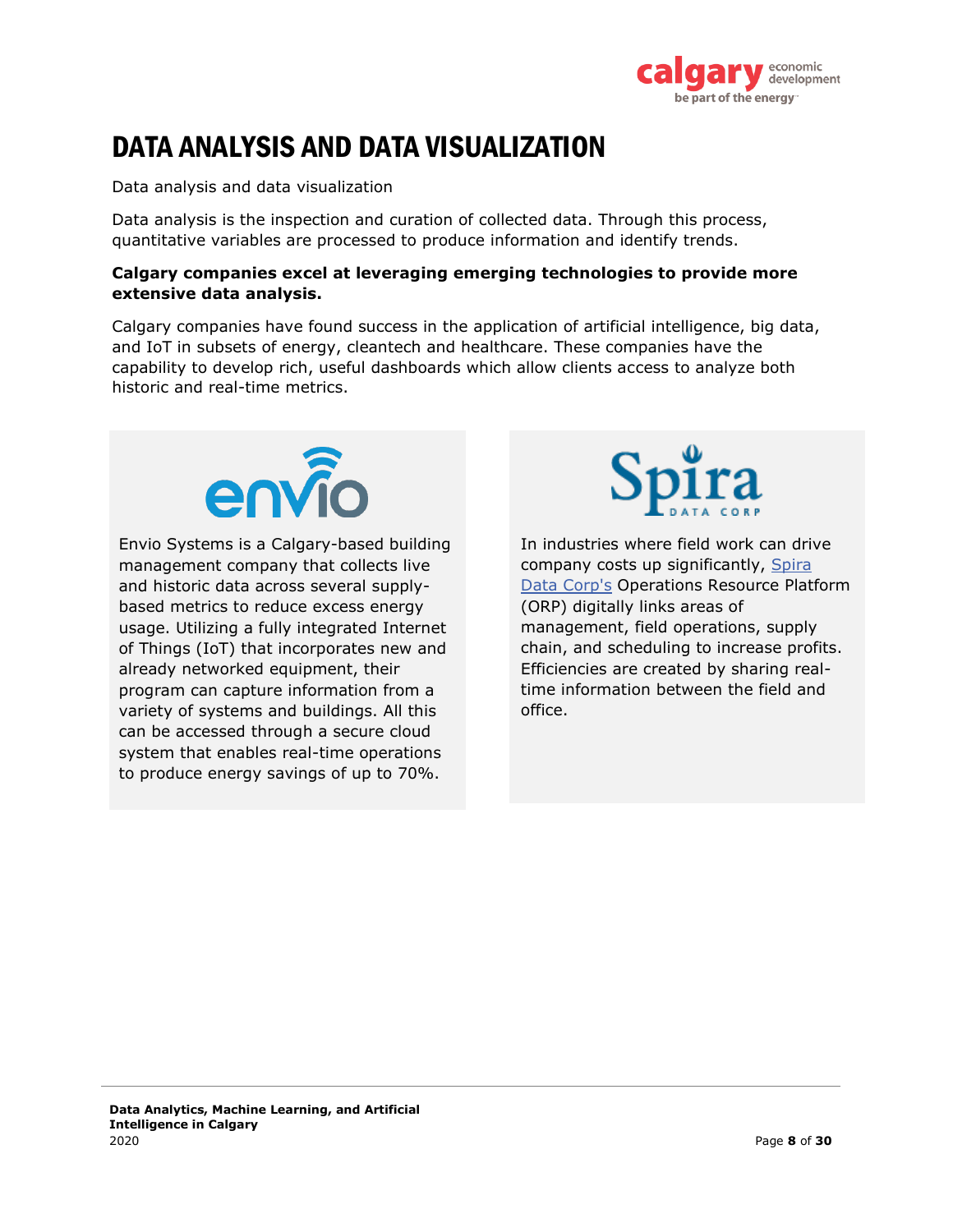# DATA ANALYSIS AND DATA VISUALIZATION

Data analysis and data visualization

Data analysis is the inspection and curation of collected data. Through this process, quantitative variables are processed to produce information and identify trends.

**Calgary companies excel at leveraging emerging technologies to provide more extensive data analysis.**

Calgary companies have found success in the application of artificial intelligence, big data, and IoT in subsets of energy, cleantech and healthcare. These companies have the capability to develop rich, useful dashboards which allow clients access to analyze both historic and real-time metrics.

Envio Systems is a Calgary-based building management company that collects live and historic data across several supply-based metrics to reduce excess energy usage. Utilizing a fully integrated Internet of Things (IoT) that incorporates new and already networked equipment, their program can capture information from a variety of systems and buildings. All this can be accessed through a secure cloud system that enables real-time operations to produce energy savings of up to 70%.

In industries where field work can drive company costs up significantly, Spira Data Corp's Operations Resource Platform (ORP) digitally links areas of management, field operations, supply chain, and scheduling to increase profits. Efficiencies are created by sharing real-time information between the field and office.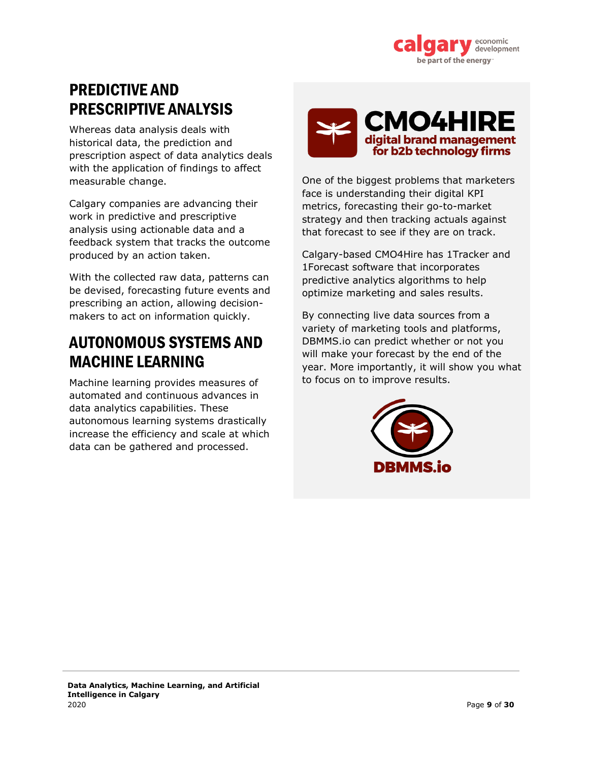## PREDICTIVE AND PRESCRIPTIVE ANALYSIS

Whereas data analysis deals with historical data, the prediction and prescription aspect of data analytics deals with the application of findings to affect measurable change.

Calgary companies are advancing their work in predictive and prescriptive analysis using actionable data and a feedback system that tracks the outcome produced by an action taken.

With the collected raw data, patterns can be devised, forecasting future events and prescribing an action, allowing decision-makers to act on information quickly.

## AUTONOMOUS SYSTEMS AND MACHINE LEARNING

Machine learning provides measures of automated and continuous advances in data analytics capabilities. These autonomous learning systems drastically increase the efficiency and scale at which data can be gathered and processed.

**CMO4HIRE**
**digital brand management for b2b technology firms**

One of the biggest problems that marketers face is understanding their digital KPI metrics, forecasting their go-to-market strategy and then tracking actuals against that forecast to see if they are on track.

Calgary-based CMO4Hire has 1Tracker and 1Forecast software that incorporates predictive analytics algorithms to help optimize marketing and sales results.

By connecting live data sources from a variety of marketing tools and platforms, DBMMS.io can predict whether or not you will make your forecast by the end of the year. More importantly, it will show you what to focus on to improve results.

**DBMMS.io**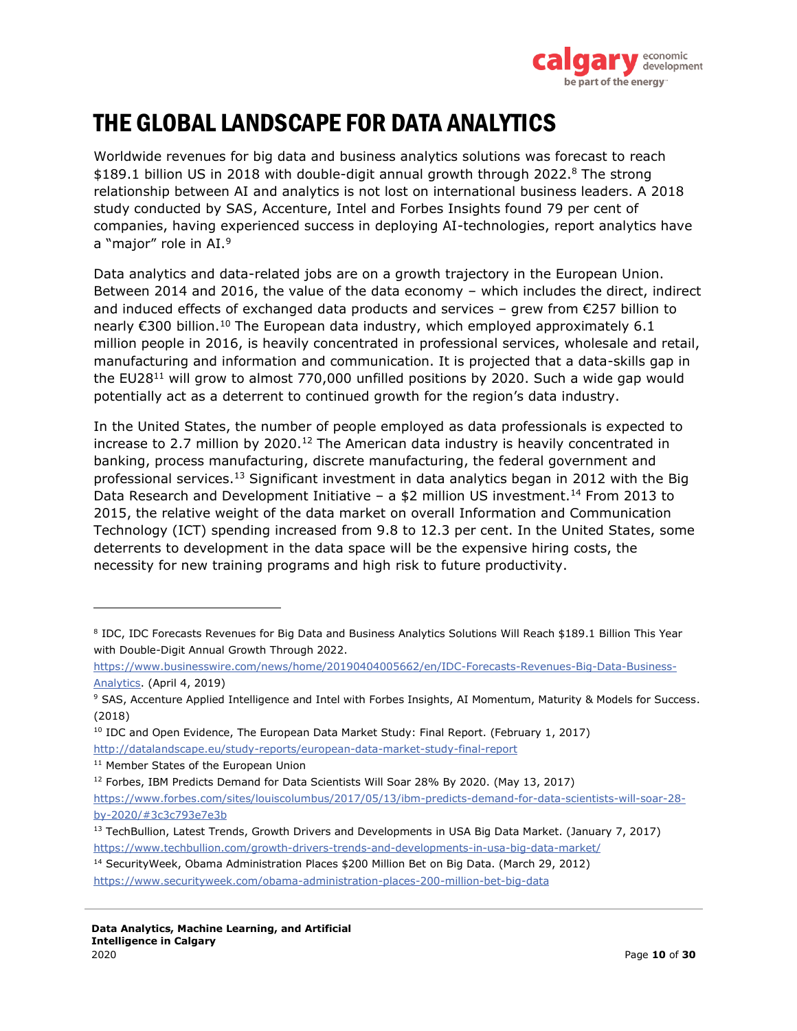# THE GLOBAL LANDSCAPE FOR DATA ANALYTICS

Worldwide revenues for big data and business analytics solutions was forecast to reach $189.1 billion US in 2018 with double-digit annual growth through 2022.[8] The strong relationship between AI and analytics is not lost on international business leaders. A 2018 study conducted by SAS, Accenture, Intel and Forbes Insights found 79 per cent of companies, having experienced success in deploying AI-technologies, report analytics have a "major" role in AI.[9]

Data analytics and data-related jobs are on a growth trajectory in the European Union. Between 2014 and 2016, the value of the data economy – which includes the direct, indirect and induced effects of exchanged data products and services – grew from €257 billion to nearly €300 billion.[10] The European data industry, which employed approximately 6.1 million people in 2016, is heavily concentrated in professional services, wholesale and retail, manufacturing and information and communication. It is projected that a data-skills gap in the EU28[11] will grow to almost 770,000 unfilled positions by 2020. Such a wide gap would potentially act as a deterrent to continued growth for the region's data industry.

In the United States, the number of people employed as data professionals is expected to increase to 2.7 million by 2020.[12] The American data industry is heavily concentrated in banking, process manufacturing, discrete manufacturing, the federal government and professional services.[13] Significant investment in data analytics began in 2012 with the Big Data Research and Development Initiative – a $2 million US investment.[14] From 2013 to 2015, the relative weight of the data market on overall Information and Communication Technology (ICT) spending increased from 9.8 to 12.3 per cent. In the United States, some deterrents to development in the data space will be the expensive hiring costs, the necessity for new training programs and high risk to future productivity.

---

[8] IDC, IDC Forecasts Revenues for Big Data and Business Analytics Solutions Will Reach $189.1 Billion This Year with Double-Digit Annual Growth Through 2022. https://www.businesswire.com/news/home/20190404005662/en/IDC-Forecasts-Revenues-Big-Data-Business-Analytics. (April 4, 2019)

[9] SAS, Accenture Applied Intelligence and Intel with Forbes Insights, AI Momentum, Maturity & Models for Success. (2018)

[10] IDC and Open Evidence, The European Data Market Study: Final Report. (February 1, 2017) http://datalandscape.eu/study-reports/european-data-market-study-final-report

[11] Member States of the European Union

[12] Forbes, IBM Predicts Demand for Data Scientists Will Soar 28% By 2020. (May 13, 2017) https://www.forbes.com/sites/louiscolumbus/2017/05/13/ibm-predicts-demand-for-data-scientists-will-soar-28-by-2020/#3c3c793e7e3b

[13] TechBullion, Latest Trends, Growth Drivers and Developments in USA Big Data Market. (January 7, 2017) https://www.techbullion.com/growth-drivers-trends-and-developments-in-usa-big-data-market/

[14] SecurityWeek, Obama Administration Places $200 Million Bet on Big Data. (March 29, 2012) https://www.securityweek.com/obama-administration-places-200-million-bet-big-data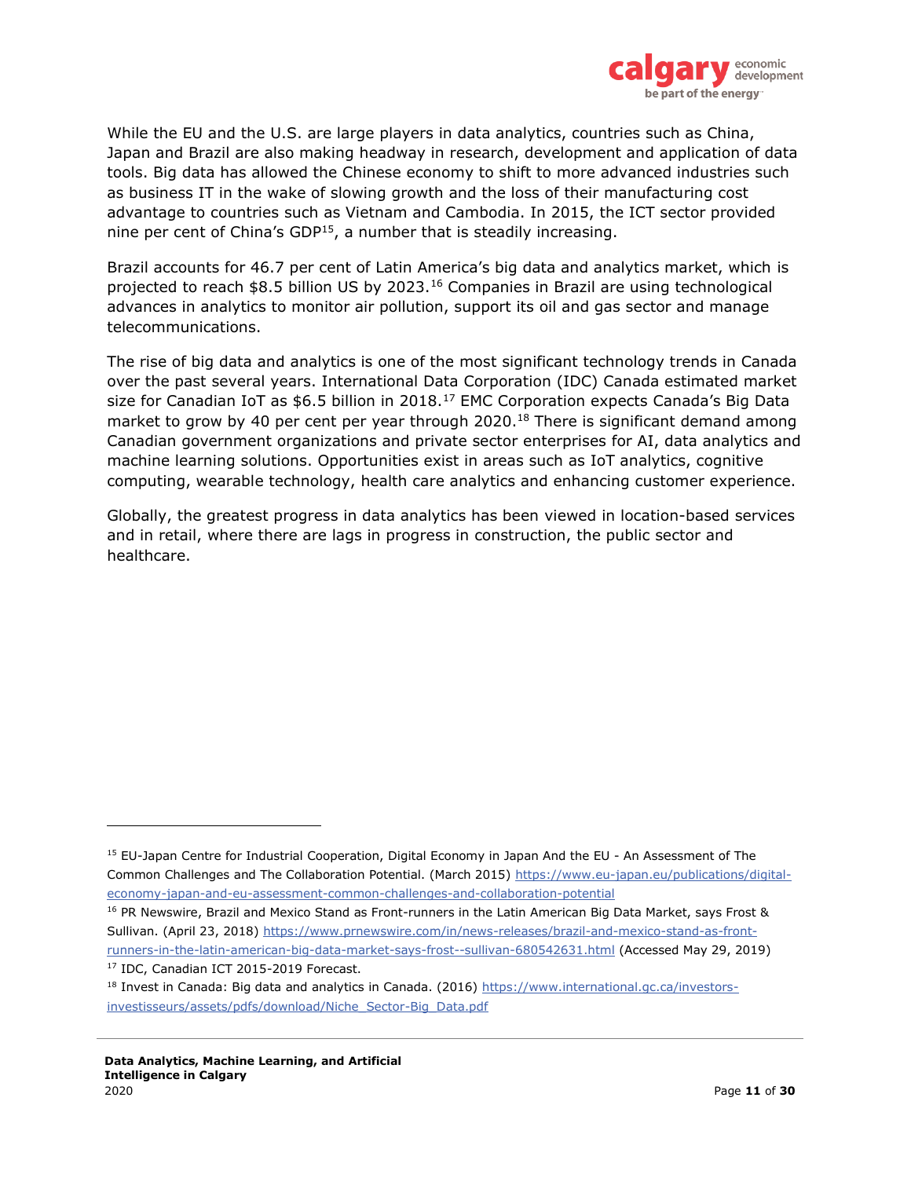While the EU and the U.S. are large players in data analytics, countries such as China, Japan and Brazil are also making headway in research, development and application of data tools. Big data has allowed the Chinese economy to shift to more advanced industries such as business IT in the wake of slowing growth and the loss of their manufacturing cost advantage to countries such as Vietnam and Cambodia. In 2015, the ICT sector provided nine per cent of China's GDP[15], a number that is steadily increasing.

Brazil accounts for 46.7 per cent of Latin America's big data and analytics market, which is projected to reach $8.5 billion US by 2023.[16] Companies in Brazil are using technological advances in analytics to monitor air pollution, support its oil and gas sector and manage telecommunications.

The rise of big data and analytics is one of the most significant technology trends in Canada over the past several years. International Data Corporation (IDC) Canada estimated market size for Canadian IoT as $6.5 billion in 2018.[17] EMC Corporation expects Canada's Big Data market to grow by 40 per cent per year through 2020.[18] There is significant demand among Canadian government organizations and private sector enterprises for AI, data analytics and machine learning solutions. Opportunities exist in areas such as IoT analytics, cognitive computing, wearable technology, health care analytics and enhancing customer experience.

Globally, the greatest progress in data analytics has been viewed in location-based services and in retail, where there are lags in progress in construction, the public sector and healthcare.

---

[15] EU-Japan Centre for Industrial Cooperation, Digital Economy in Japan And the EU - An Assessment of The Common Challenges and The Collaboration Potential. (March 2015) https://www.eu-japan.eu/publications/digital-economy-japan-and-eu-assessment-common-challenges-and-collaboration-potential

[16] PR Newswire, Brazil and Mexico Stand as Front-runners in the Latin American Big Data Market, says Frost & Sullivan. (April 23, 2018) https://www.prnewswire.com/in/news-releases/brazil-and-mexico-stand-as-front-runners-in-the-latin-american-big-data-market-says-frost--sullivan-680542631.html (Accessed May 29, 2019)

[17] IDC, Canadian ICT 2015-2019 Forecast.

[18] Invest in Canada: Big data and analytics in Canada. (2016) https://www.international.gc.ca/investors-investisseurs/assets/pdfs/download/Niche_Sector-Big_Data.pdf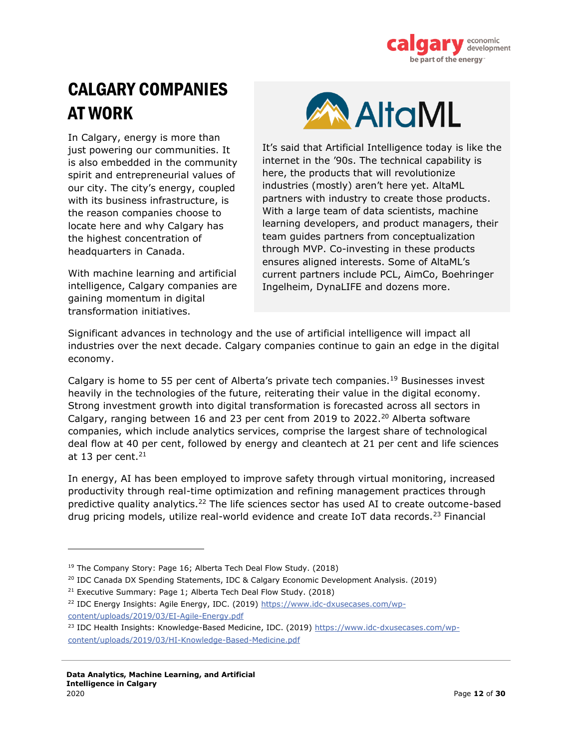# CALGARY COMPANIES AT WORK

In Calgary, energy is more than just powering our communities. It is also embedded in the community spirit and entrepreneurial values of our city. The city's energy, coupled with its business infrastructure, is the reason companies choose to locate here and why Calgary has the highest concentration of headquarters in Canada.

With machine learning and artificial intelligence, Calgary companies are gaining momentum in digital transformation initiatives.

**AltaML**

It's said that Artificial Intelligence today is like the internet in the '90s. The technical capability is here, the products that will revolutionize industries (mostly) aren't here yet. AltaML partners with industry to create those products. With a large team of data scientists, machine learning developers, and product managers, their team guides partners from conceptualization through MVP. Co-investing in these products ensures aligned interests. Some of AltaML's current partners include PCL, AimCo, Boehringer Ingelheim, DynaLIFE and dozens more.

Significant advances in technology and the use of artificial intelligence will impact all industries over the next decade. Calgary companies continue to gain an edge in the digital economy.

Calgary is home to 55 per cent of Alberta's private tech companies.[19] Businesses invest heavily in the technologies of the future, reiterating their value in the digital economy. Strong investment growth into digital transformation is forecasted across all sectors in Calgary, ranging between 16 and 23 per cent from 2019 to 2022.[20] Alberta software companies, which include analytics services, comprise the largest share of technological deal flow at 40 per cent, followed by energy and cleantech at 21 per cent and life sciences at 13 per cent.[21]

In energy, AI has been employed to improve safety through virtual monitoring, increased productivity through real-time optimization and refining management practices through predictive quality analytics.[22] The life sciences sector has used AI to create outcome-based drug pricing models, utilize real-world evidence and create IoT data records.[23] Financial

---

[19] The Company Story: Page 16; Alberta Tech Deal Flow Study. (2018)

[20] IDC Canada DX Spending Statements, IDC & Calgary Economic Development Analysis. (2019)

[21] Executive Summary: Page 1; Alberta Tech Deal Flow Study. (2018)

[22] IDC Energy Insights: Agile Energy, IDC. (2019) https://www.idc-dxusecases.com/wp-content/uploads/2019/03/EI-Agile-Energy.pdf

[23] IDC Health Insights: Knowledge-Based Medicine, IDC. (2019) https://www.idc-dxusecases.com/wp-content/uploads/2019/03/HI-Knowledge-Based-Medicine.pdf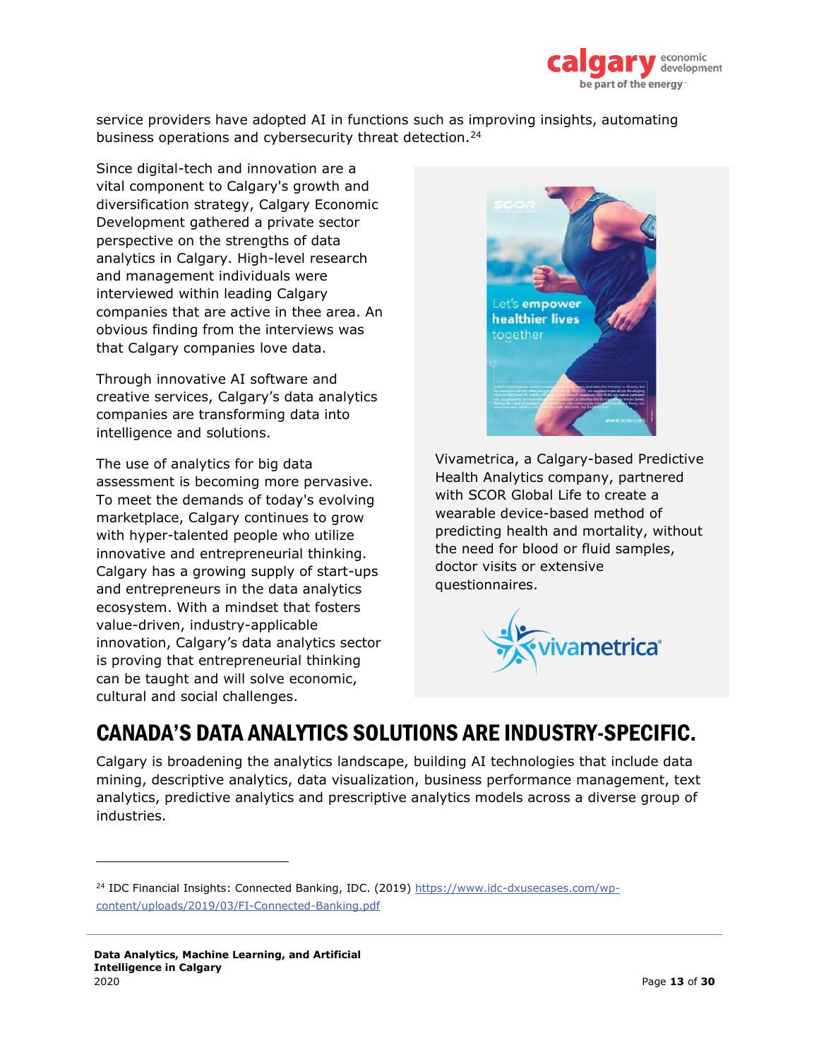service providers have adopted AI in functions such as improving insights, automating business operations and cybersecurity threat detection.[24]

Since digital-tech and innovation are a vital component to Calgary's growth and diversification strategy, Calgary Economic Development gathered a private sector perspective on the strengths of data analytics in Calgary. High-level research and management individuals were interviewed within leading Calgary companies that are active in thee area. An obvious finding from the interviews was that Calgary companies love data.

Through innovative AI software and creative services, Calgary's data analytics companies are transforming data into intelligence and solutions.

The use of analytics for big data assessment is becoming more pervasive. To meet the demands of today's evolving marketplace, Calgary continues to grow with hyper-talented people who utilize innovative and entrepreneurial thinking. Calgary has a growing supply of start-ups and entrepreneurs in the data analytics ecosystem. With a mindset that fosters value-driven, industry-applicable innovation, Calgary's data analytics sector is proving that entrepreneurial thinking can be taught and will solve economic, cultural and social challenges.

Vivametrica, a Calgary-based Predictive Health Analytics company, partnered with SCOR Global Life to create a wearable device-based method of predicting health and mortality, without the need for blood or fluid samples, doctor visits or extensive questionnaires.

## CANADA'S DATA ANALYTICS SOLUTIONS ARE INDUSTRY-SPECIFIC.

Calgary is broadening the analytics landscape, building AI technologies that include data mining, descriptive analytics, data visualization, business performance management, text analytics, predictive analytics and prescriptive analytics models across a diverse group of industries.

---

[24] IDC Financial Insights: Connected Banking, IDC. (2019) https://www.idc-dxusecases.com/wp-content/uploads/2019/03/FI-Connected-Banking.pdf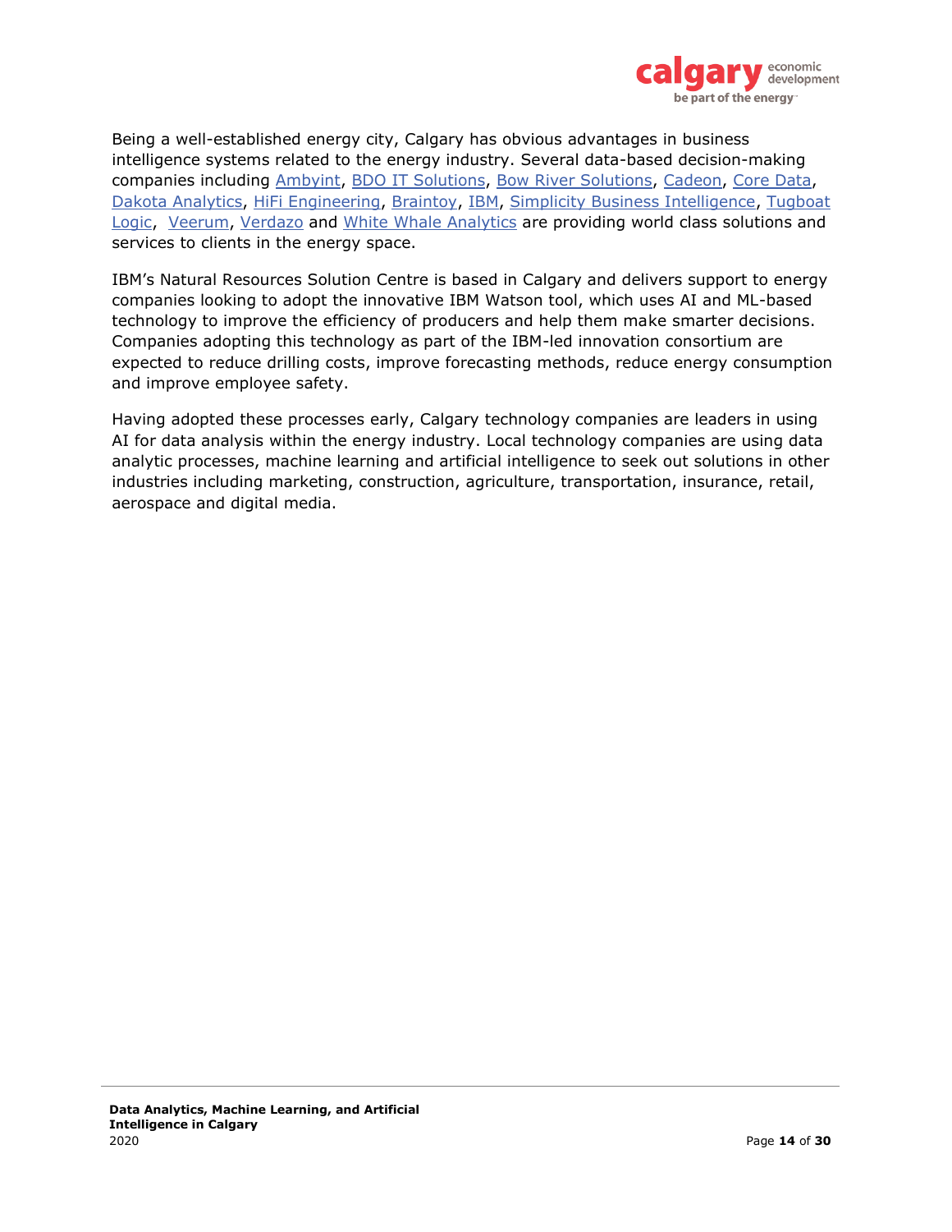Being a well-established energy city, Calgary has obvious advantages in business intelligence systems related to the energy industry. Several data-based decision-making companies including Ambyint, BDO IT Solutions, Bow River Solutions, Cadeon, Core Data, Dakota Analytics, HiFi Engineering, Braintoy, IBM, Simplicity Business Intelligence, Tugboat Logic, Veerum, Verdazo and White Whale Analytics are providing world class solutions and services to clients in the energy space.

IBM's Natural Resources Solution Centre is based in Calgary and delivers support to energy companies looking to adopt the innovative IBM Watson tool, which uses AI and ML-based technology to improve the efficiency of producers and help them make smarter decisions. Companies adopting this technology as part of the IBM-led innovation consortium are expected to reduce drilling costs, improve forecasting methods, reduce energy consumption and improve employee safety.

Having adopted these processes early, Calgary technology companies are leaders in using AI for data analysis within the energy industry. Local technology companies are using data analytic processes, machine learning and artificial intelligence to seek out solutions in other industries including marketing, construction, agriculture, transportation, insurance, retail, aerospace and digital media.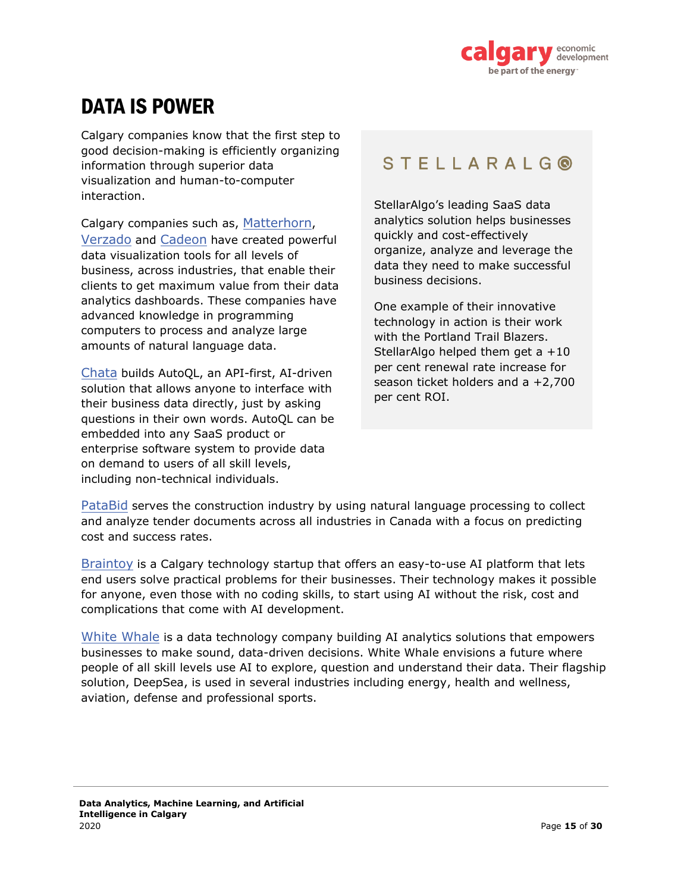# DATA IS POWER

Calgary companies know that the first step to good decision-making is efficiently organizing information through superior data visualization and human-to-computer interaction.

Calgary companies such as, Matterhorn, Verzado and Cadeon have created powerful data visualization tools for all levels of business, across industries, that enable their clients to get maximum value from their data analytics dashboards. These companies have advanced knowledge in programming computers to process and analyze large amounts of natural language data.

Chata builds AutoQL, an API-first, AI-driven solution that allows anyone to interface with their business data directly, just by asking questions in their own words. AutoQL can be embedded into any SaaS product or enterprise software system to provide data on demand to users of all skill levels, including non-technical individuals.

STELLARALGO

StellarAlgo's leading SaaS data analytics solution helps businesses quickly and cost-effectively organize, analyze and leverage the data they need to make successful business decisions.

One example of their innovative technology in action is their work with the Portland Trail Blazers. StellarAlgo helped them get a +10 per cent renewal rate increase for season ticket holders and a +2,700 per cent ROI.

PataBid serves the construction industry by using natural language processing to collect and analyze tender documents across all industries in Canada with a focus on predicting cost and success rates.

Braintoy is a Calgary technology startup that offers an easy-to-use AI platform that lets end users solve practical problems for their businesses. Their technology makes it possible for anyone, even those with no coding skills, to start using AI without the risk, cost and complications that come with AI development.

White Whale is a data technology company building AI analytics solutions that empowers businesses to make sound, data-driven decisions. White Whale envisions a future where people of all skill levels use AI to explore, question and understand their data. Their flagship solution, DeepSea, is used in several industries including energy, health and wellness, aviation, defense and professional sports.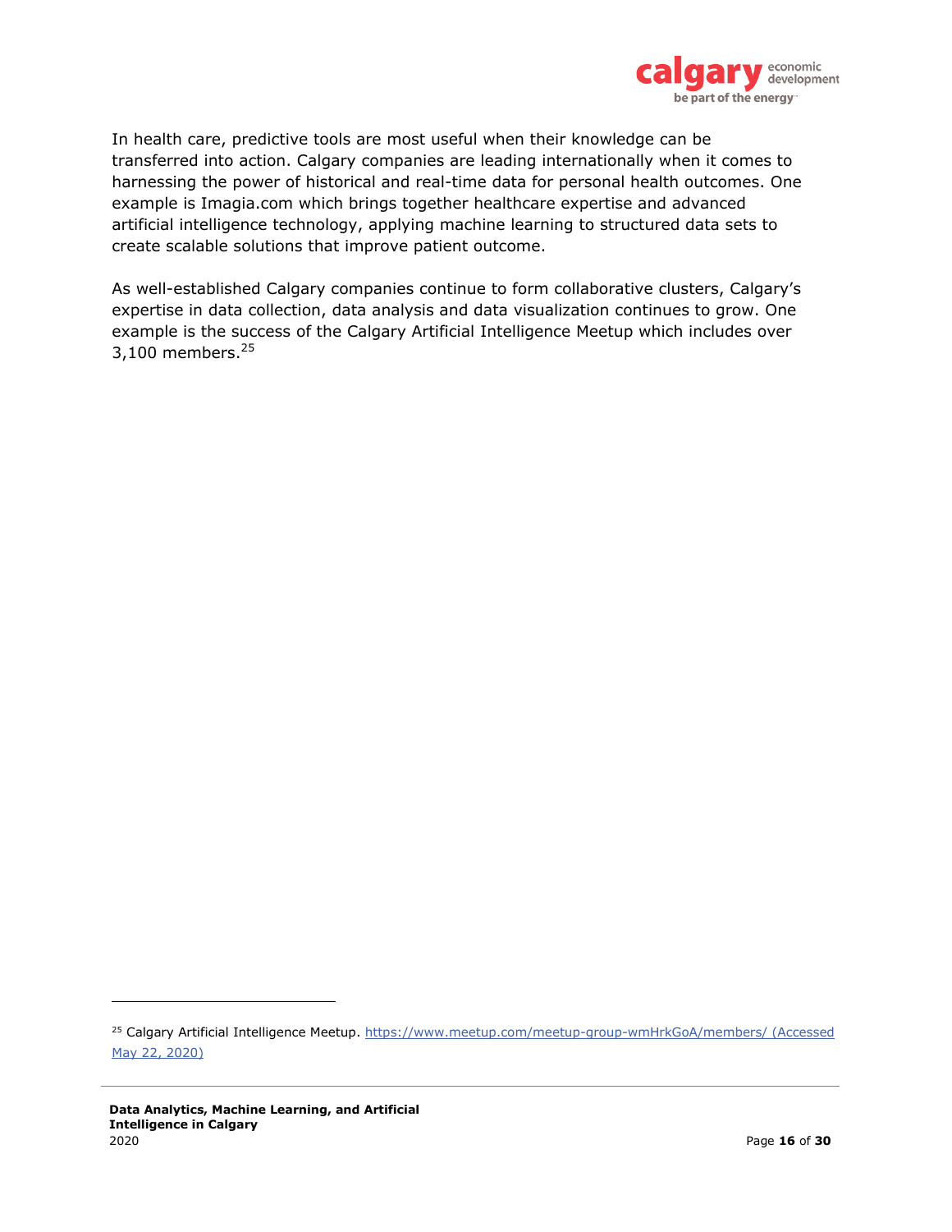In health care, predictive tools are most useful when their knowledge can be transferred into action. Calgary companies are leading internationally when it comes to harnessing the power of historical and real-time data for personal health outcomes. One example is Imagia.com which brings together healthcare expertise and advanced artificial intelligence technology, applying machine learning to structured data sets to create scalable solutions that improve patient outcome.

As well-established Calgary companies continue to form collaborative clusters, Calgary's expertise in data collection, data analysis and data visualization continues to grow. One example is the success of the Calgary Artificial Intelligence Meetup which includes over 3,100 members.[25]

---

[25] Calgary Artificial Intelligence Meetup. https://www.meetup.com/meetup-group-wmHrkGoA/members/ (Accessed May 22, 2020)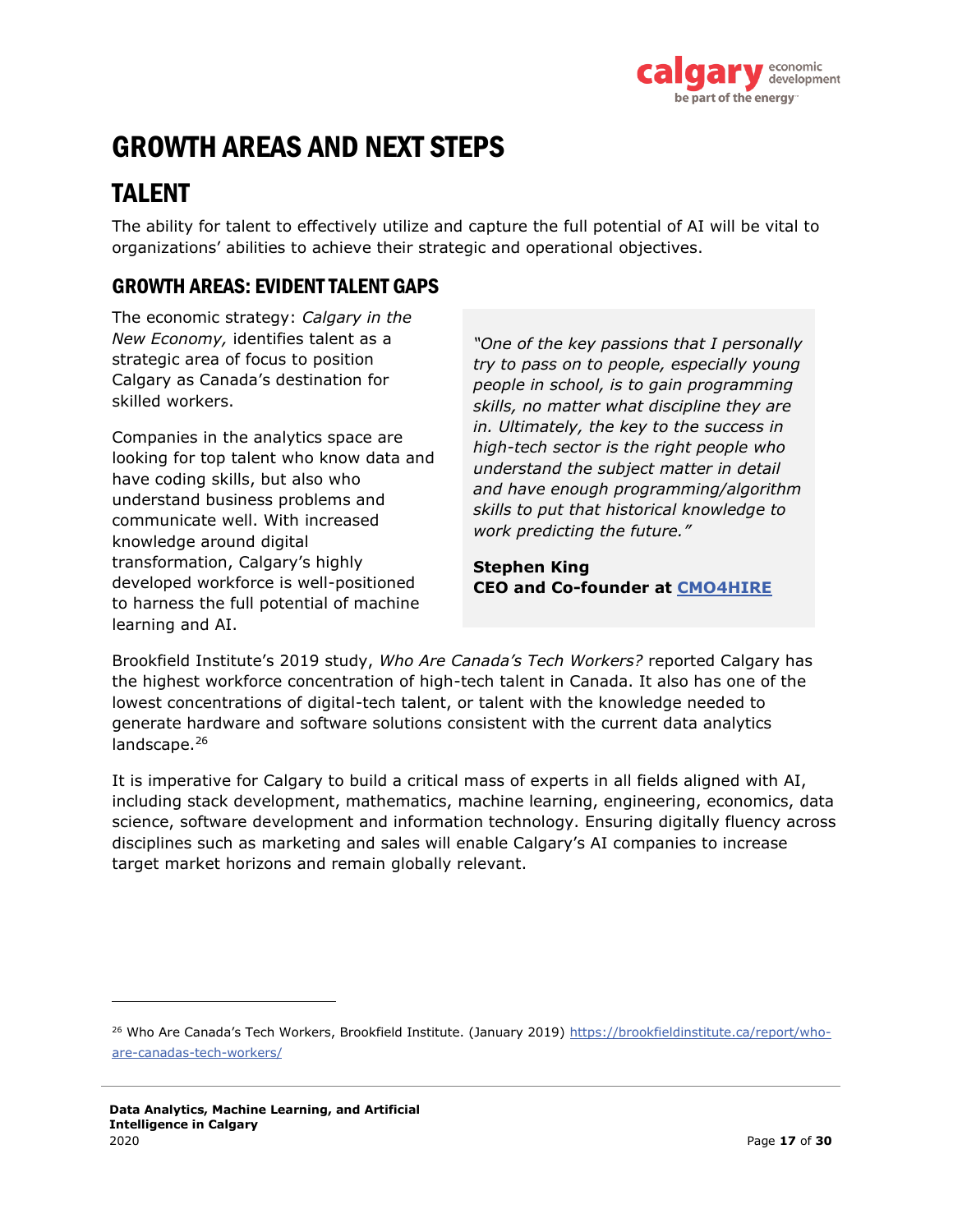# GROWTH AREAS AND NEXT STEPS

## TALENT

The ability for talent to effectively utilize and capture the full potential of AI will be vital to organizations' abilities to achieve their strategic and operational objectives.

### GROWTH AREAS: EVIDENT TALENT GAPS

The economic strategy: *Calgary in the New Economy,* identifies talent as a strategic area of focus to position Calgary as Canada's destination for skilled workers.

Companies in the analytics space are looking for top talent who know data and have coding skills, but also who understand business problems and communicate well. With increased knowledge around digital transformation, Calgary's highly developed workforce is well-positioned to harness the full potential of machine learning and AI.

> *"One of the key passions that I personally try to pass on to people, especially young people in school, is to gain programming skills, no matter what discipline they are in. Ultimately, the key to the success in high-tech sector is the right people who understand the subject matter in detail and have enough programming/algorithm skills to put that historical knowledge to work predicting the future."*
>
> **Stephen King**
> **CEO and Co-founder at CMO4HIRE**

Brookfield Institute's 2019 study, *Who Are Canada's Tech Workers?* reported Calgary has the highest workforce concentration of high-tech talent in Canada. It also has one of the lowest concentrations of digital-tech talent, or talent with the knowledge needed to generate hardware and software solutions consistent with the current data analytics landscape.[26]

It is imperative for Calgary to build a critical mass of experts in all fields aligned with AI, including stack development, mathematics, machine learning, engineering, economics, data science, software development and information technology. Ensuring digitally fluency across disciplines such as marketing and sales will enable Calgary's AI companies to increase target market horizons and remain globally relevant.

---

[26] Who Are Canada's Tech Workers, Brookfield Institute. (January 2019) https://brookfieldinstitute.ca/report/who-are-canadas-tech-workers/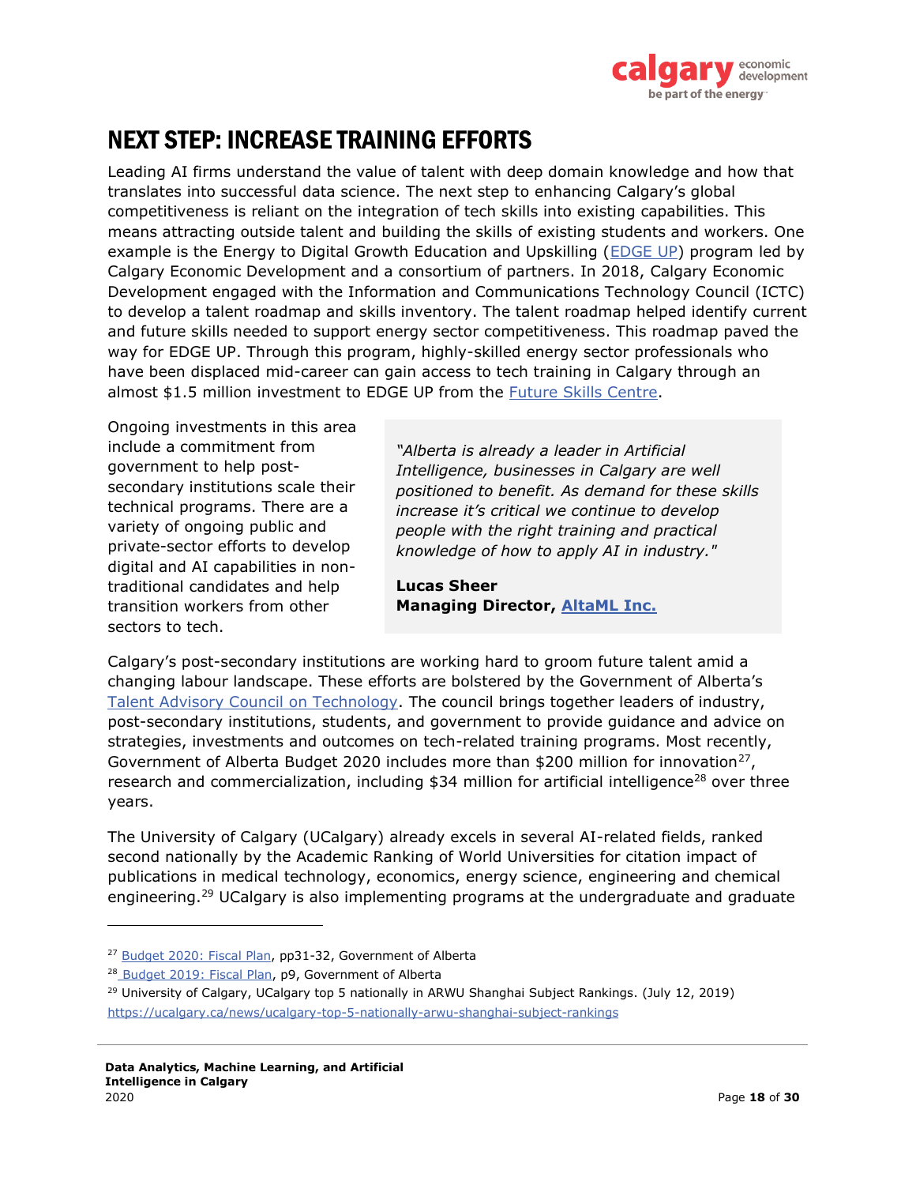# NEXT STEP: INCREASE TRAINING EFFORTS

Leading AI firms understand the value of talent with deep domain knowledge and how that translates into successful data science. The next step to enhancing Calgary's global competitiveness is reliant on the integration of tech skills into existing capabilities. This means attracting outside talent and building the skills of existing students and workers. One example is the Energy to Digital Growth Education and Upskilling (EDGE UP) program led by Calgary Economic Development and a consortium of partners. In 2018, Calgary Economic Development engaged with the Information and Communications Technology Council (ICTC) to develop a talent roadmap and skills inventory. The talent roadmap helped identify current and future skills needed to support energy sector competitiveness. This roadmap paved the way for EDGE UP. Through this program, highly-skilled energy sector professionals who have been displaced mid-career can gain access to tech training in Calgary through an almost $1.5 million investment to EDGE UP from the Future Skills Centre.

Ongoing investments in this area include a commitment from government to help post-secondary institutions scale their technical programs. There are a variety of ongoing public and private-sector efforts to develop digital and AI capabilities in non-traditional candidates and help transition workers from other sectors to tech.

> *"Alberta is already a leader in Artificial Intelligence, businesses in Calgary are well positioned to benefit. As demand for these skills increase it's critical we continue to develop people with the right training and practical knowledge of how to apply AI in industry."*
>
> **Lucas Sheer**
> **Managing Director, AltaML Inc.**

Calgary's post-secondary institutions are working hard to groom future talent amid a changing labour landscape. These efforts are bolstered by the Government of Alberta's Talent Advisory Council on Technology. The council brings together leaders of industry, post-secondary institutions, students, and government to provide guidance and advice on strategies, investments and outcomes on tech-related training programs. Most recently, Government of Alberta Budget 2020 includes more than $200 million for innovation[27], research and commercialization, including $34 million for artificial intelligence[28] over three years.

The University of Calgary (UCalgary) already excels in several AI-related fields, ranked second nationally by the Academic Ranking of World Universities for citation impact of publications in medical technology, economics, energy science, engineering and chemical engineering.[29] UCalgary is also implementing programs at the undergraduate and graduate

---

[27] Budget 2020: Fiscal Plan, pp31-32, Government of Alberta

[28] Budget 2019: Fiscal Plan, p9, Government of Alberta

[29] University of Calgary, UCalgary top 5 nationally in ARWU Shanghai Subject Rankings. (July 12, 2019) https://ucalgary.ca/news/ucalgary-top-5-nationally-arwu-shanghai-subject-rankings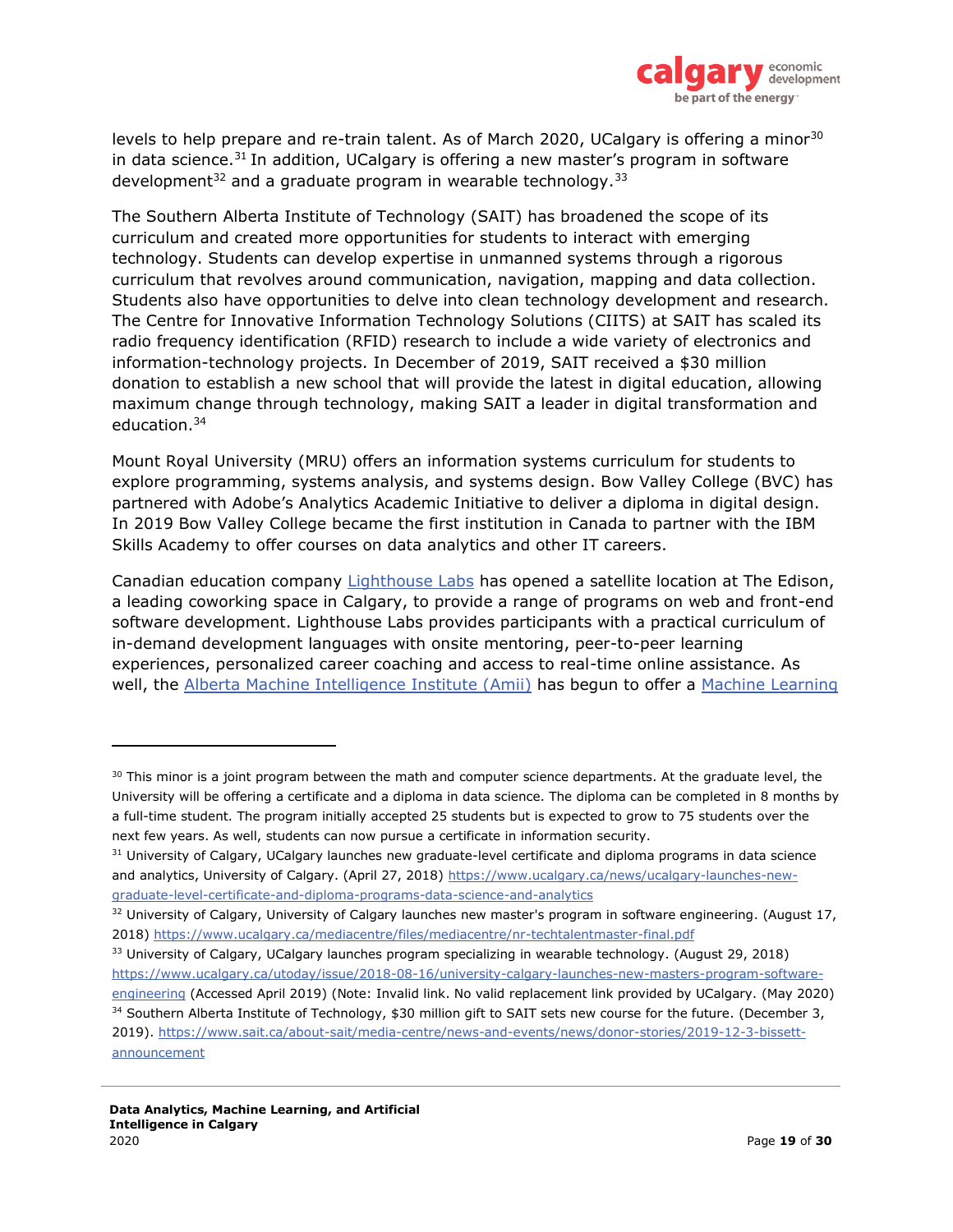levels to help prepare and re-train talent. As of March 2020, UCalgary is offering a minor[30] in data science.[31] In addition, UCalgary is offering a new master's program in software development[32] and a graduate program in wearable technology.[33]

The Southern Alberta Institute of Technology (SAIT) has broadened the scope of its curriculum and created more opportunities for students to interact with emerging technology. Students can develop expertise in unmanned systems through a rigorous curriculum that revolves around communication, navigation, mapping and data collection. Students also have opportunities to delve into clean technology development and research. The Centre for Innovative Information Technology Solutions (CIITS) at SAIT has scaled its radio frequency identification (RFID) research to include a wide variety of electronics and information-technology projects. In December of 2019, SAIT received a $30 million donation to establish a new school that will provide the latest in digital education, allowing maximum change through technology, making SAIT a leader in digital transformation and education.[34]

Mount Royal University (MRU) offers an information systems curriculum for students to explore programming, systems analysis, and systems design. Bow Valley College (BVC) has partnered with Adobe's Analytics Academic Initiative to deliver a diploma in digital design. In 2019 Bow Valley College became the first institution in Canada to partner with the IBM Skills Academy to offer courses on data analytics and other IT careers.

Canadian education company Lighthouse Labs has opened a satellite location at The Edison, a leading coworking space in Calgary, to provide a range of programs on web and front-end software development. Lighthouse Labs provides participants with a practical curriculum of in-demand development languages with onsite mentoring, peer-to-peer learning experiences, personalized career coaching and access to real-time online assistance. As well, the Alberta Machine Intelligence Institute (Amii) has begun to offer a Machine Learning

---

[30] This minor is a joint program between the math and computer science departments. At the graduate level, the University will be offering a certificate and a diploma in data science. The diploma can be completed in 8 months by a full-time student. The program initially accepted 25 students but is expected to grow to 75 students over the next few years. As well, students can now pursue a certificate in information security.

[31] University of Calgary, UCalgary launches new graduate-level certificate and diploma programs in data science and analytics, University of Calgary. (April 27, 2018) https://www.ucalgary.ca/news/ucalgary-launches-new-graduate-level-certificate-and-diploma-programs-data-science-and-analytics

[32] University of Calgary, University of Calgary launches new master's program in software engineering. (August 17, 2018) https://www.ucalgary.ca/mediacentre/files/mediacentre/nr-techtalentmaster-final.pdf

[33] University of Calgary, UCalgary launches program specializing in wearable technology. (August 29, 2018) https://www.ucalgary.ca/utoday/issue/2018-08-16/university-calgary-launches-new-masters-program-software-engineering (Accessed April 2019) (Note: Invalid link. No valid replacement link provided by UCalgary. (May 2020)

[34] Southern Alberta Institute of Technology, $30 million gift to SAIT sets new course for the future. (December 3, 2019). https://www.sait.ca/about-sait/media-centre/news-and-events/news/donor-stories/2019-12-3-bissett-announcement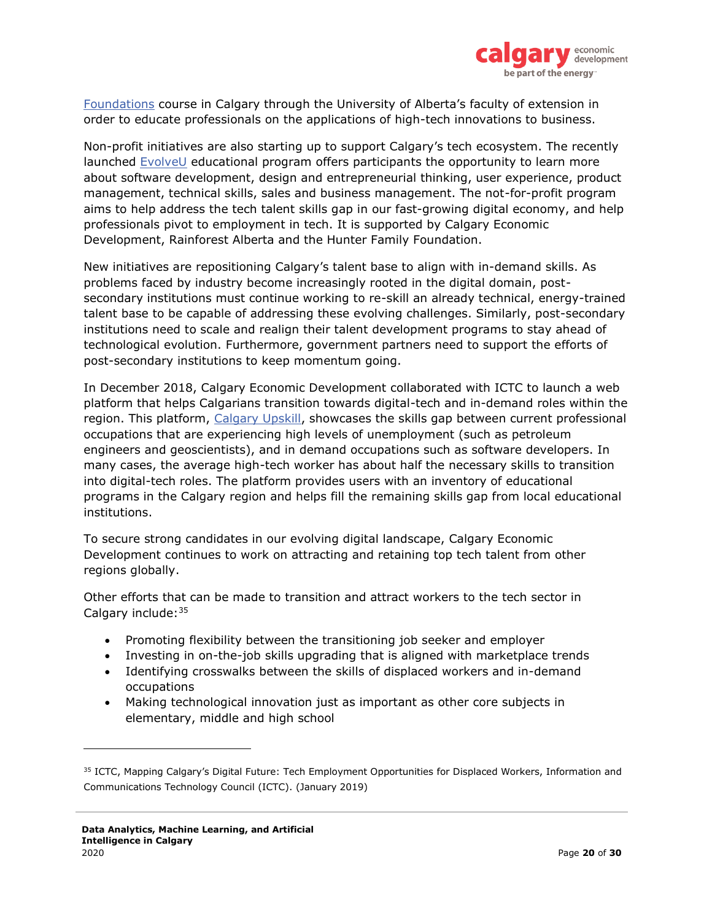Foundations course in Calgary through the University of Alberta's faculty of extension in order to educate professionals on the applications of high-tech innovations to business.

Non-profit initiatives are also starting up to support Calgary's tech ecosystem. The recently launched EvolveU educational program offers participants the opportunity to learn more about software development, design and entrepreneurial thinking, user experience, product management, technical skills, sales and business management. The not-for-profit program aims to help address the tech talent skills gap in our fast-growing digital economy, and help professionals pivot to employment in tech. It is supported by Calgary Economic Development, Rainforest Alberta and the Hunter Family Foundation.

New initiatives are repositioning Calgary's talent base to align with in-demand skills. As problems faced by industry become increasingly rooted in the digital domain, post-secondary institutions must continue working to re-skill an already technical, energy-trained talent base to be capable of addressing these evolving challenges. Similarly, post-secondary institutions need to scale and realign their talent development programs to stay ahead of technological evolution. Furthermore, government partners need to support the efforts of post-secondary institutions to keep momentum going.

In December 2018, Calgary Economic Development collaborated with ICTC to launch a web platform that helps Calgarians transition towards digital-tech and in-demand roles within the region. This platform, Calgary Upskill, showcases the skills gap between current professional occupations that are experiencing high levels of unemployment (such as petroleum engineers and geoscientists), and in demand occupations such as software developers. In many cases, the average high-tech worker has about half the necessary skills to transition into digital-tech roles. The platform provides users with an inventory of educational programs in the Calgary region and helps fill the remaining skills gap from local educational institutions.

To secure strong candidates in our evolving digital landscape, Calgary Economic Development continues to work on attracting and retaining top tech talent from other regions globally.

Other efforts that can be made to transition and attract workers to the tech sector in Calgary include:[35]

- Promoting flexibility between the transitioning job seeker and employer
- Investing in on-the-job skills upgrading that is aligned with marketplace trends
- Identifying crosswalks between the skills of displaced workers and in-demand occupations
- Making technological innovation just as important as other core subjects in elementary, middle and high school

[35] ICTC, Mapping Calgary's Digital Future: Tech Employment Opportunities for Displaced Workers, Information and Communications Technology Council (ICTC). (January 2019)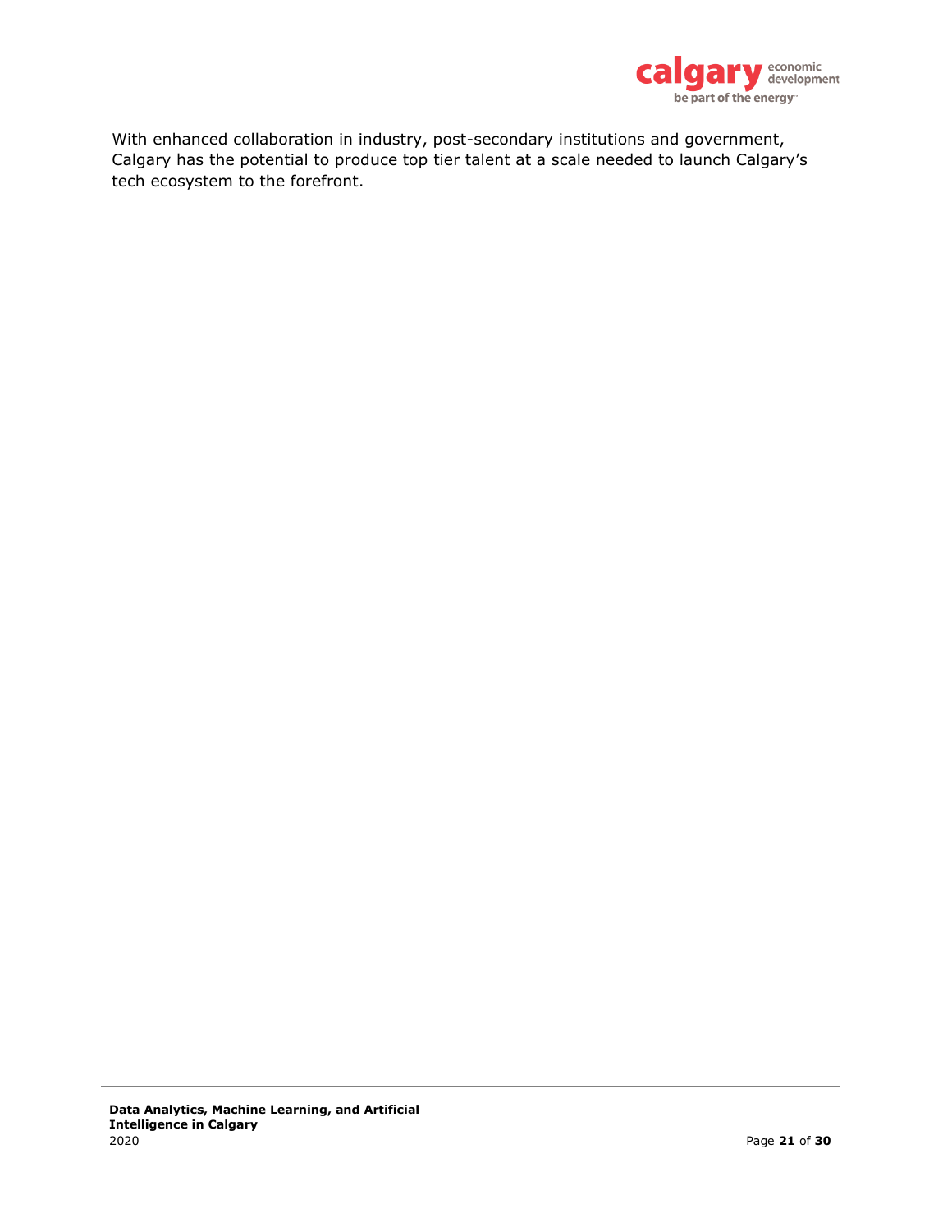With enhanced collaboration in industry, post-secondary institutions and government, Calgary has the potential to produce top tier talent at a scale needed to launch Calgary's tech ecosystem to the forefront.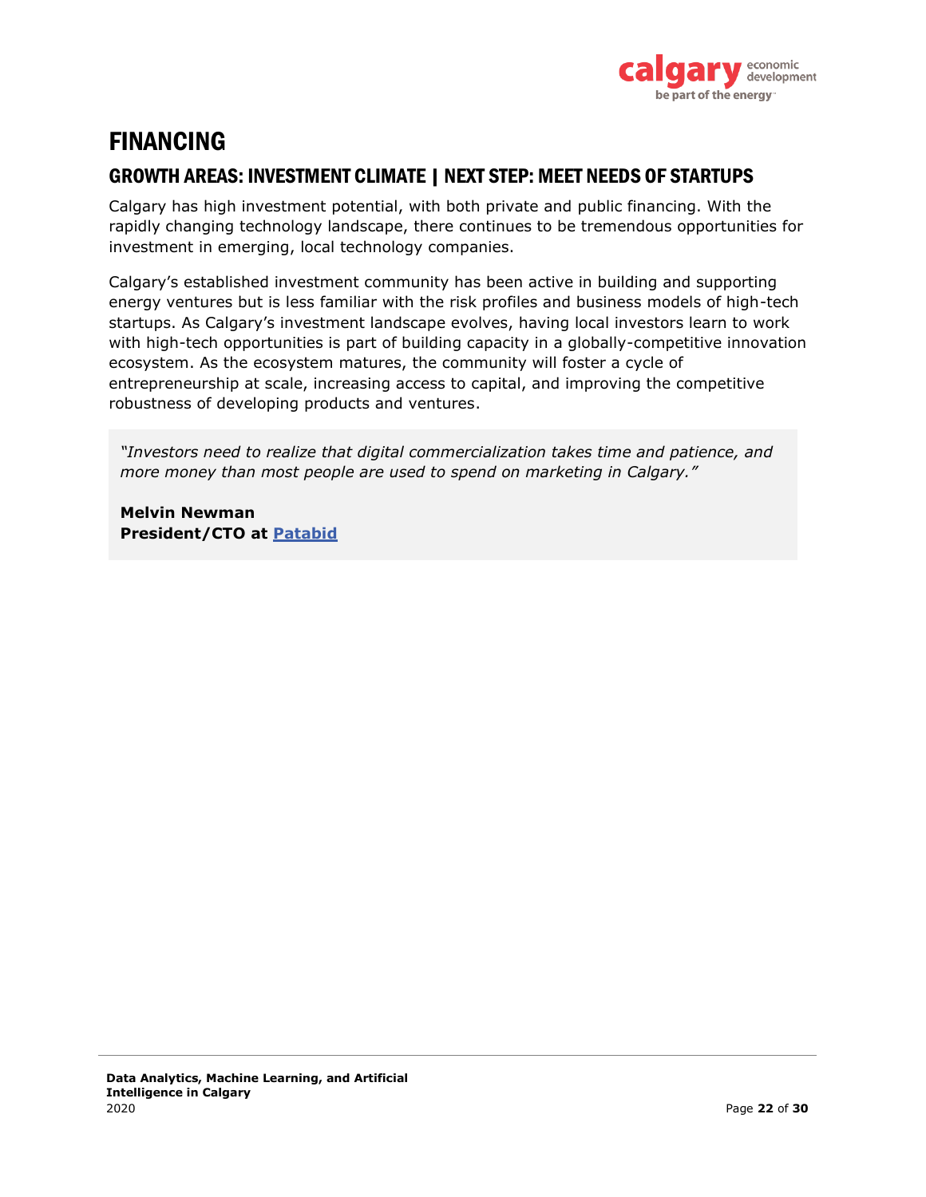# FINANCING

## GROWTH AREAS: INVESTMENT CLIMATE | NEXT STEP: MEET NEEDS OF STARTUPS

Calgary has high investment potential, with both private and public financing. With the rapidly changing technology landscape, there continues to be tremendous opportunities for investment in emerging, local technology companies.

Calgary's established investment community has been active in building and supporting energy ventures but is less familiar with the risk profiles and business models of high-tech startups. As Calgary's investment landscape evolves, having local investors learn to work with high-tech opportunities is part of building capacity in a globally-competitive innovation ecosystem. As the ecosystem matures, the community will foster a cycle of entrepreneurship at scale, increasing access to capital, and improving the competitive robustness of developing products and ventures.

> *"Investors need to realize that digital commercialization takes time and patience, and more money than most people are used to spend on marketing in Calgary."*
>
> **Melvin Newman**
> **President/CTO at Patabid**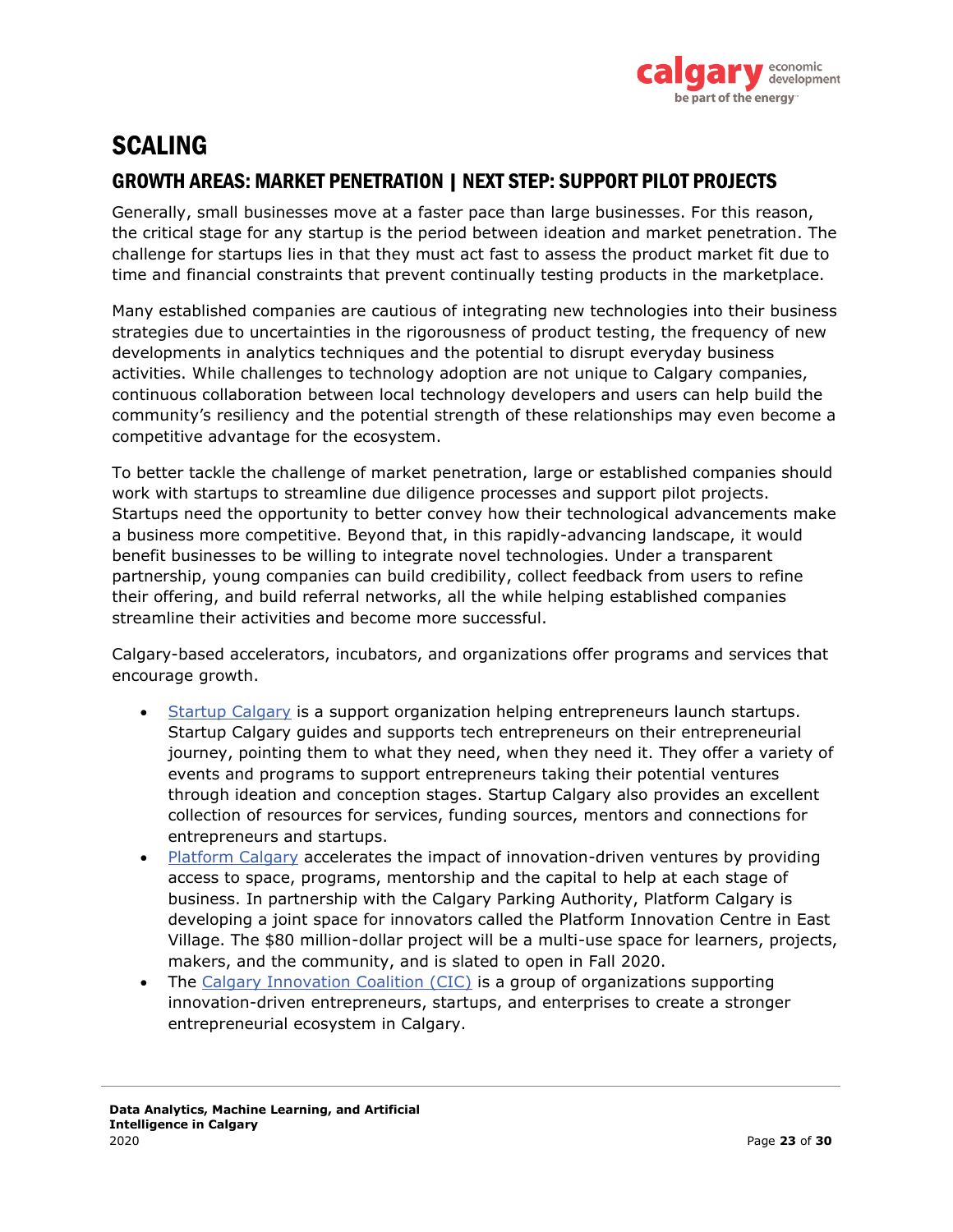# SCALING

## GROWTH AREAS: MARKET PENETRATION | NEXT STEP: SUPPORT PILOT PROJECTS

Generally, small businesses move at a faster pace than large businesses. For this reason, the critical stage for any startup is the period between ideation and market penetration. The challenge for startups lies in that they must act fast to assess the product market fit due to time and financial constraints that prevent continually testing products in the marketplace.

Many established companies are cautious of integrating new technologies into their business strategies due to uncertainties in the rigorousness of product testing, the frequency of new developments in analytics techniques and the potential to disrupt everyday business activities. While challenges to technology adoption are not unique to Calgary companies, continuous collaboration between local technology developers and users can help build the community's resiliency and the potential strength of these relationships may even become a competitive advantage for the ecosystem.

To better tackle the challenge of market penetration, large or established companies should work with startups to streamline due diligence processes and support pilot projects. Startups need the opportunity to better convey how their technological advancements make a business more competitive. Beyond that, in this rapidly-advancing landscape, it would benefit businesses to be willing to integrate novel technologies. Under a transparent partnership, young companies can build credibility, collect feedback from users to refine their offering, and build referral networks, all the while helping established companies streamline their activities and become more successful.

Calgary-based accelerators, incubators, and organizations offer programs and services that encourage growth.

- Startup Calgary is a support organization helping entrepreneurs launch startups. Startup Calgary guides and supports tech entrepreneurs on their entrepreneurial journey, pointing them to what they need, when they need it. They offer a variety of events and programs to support entrepreneurs taking their potential ventures through ideation and conception stages. Startup Calgary also provides an excellent collection of resources for services, funding sources, mentors and connections for entrepreneurs and startups.
- Platform Calgary accelerates the impact of innovation-driven ventures by providing access to space, programs, mentorship and the capital to help at each stage of business. In partnership with the Calgary Parking Authority, Platform Calgary is developing a joint space for innovators called the Platform Innovation Centre in East Village. The $80 million-dollar project will be a multi-use space for learners, projects, makers, and the community, and is slated to open in Fall 2020.
- The Calgary Innovation Coalition (CIC) is a group of organizations supporting innovation-driven entrepreneurs, startups, and enterprises to create a stronger entrepreneurial ecosystem in Calgary.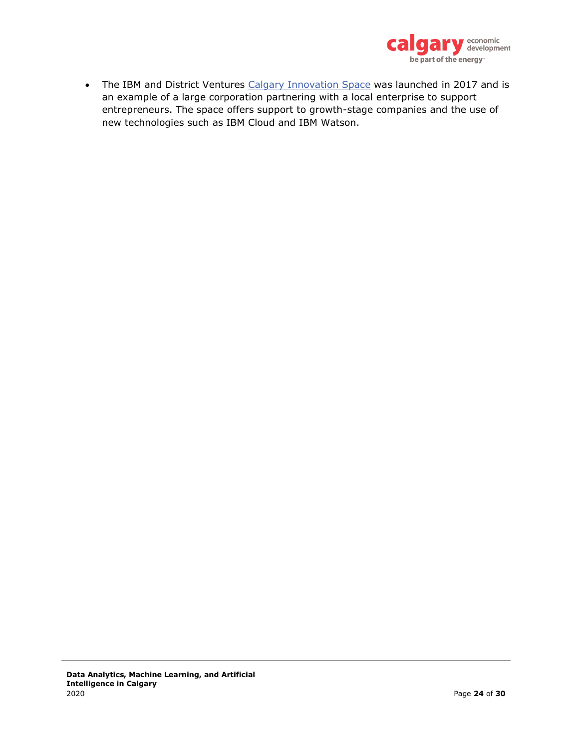- The IBM and District Ventures Calgary Innovation Space was launched in 2017 and is an example of a large corporation partnering with a local enterprise to support entrepreneurs. The space offers support to growth-stage companies and the use of new technologies such as IBM Cloud and IBM Watson.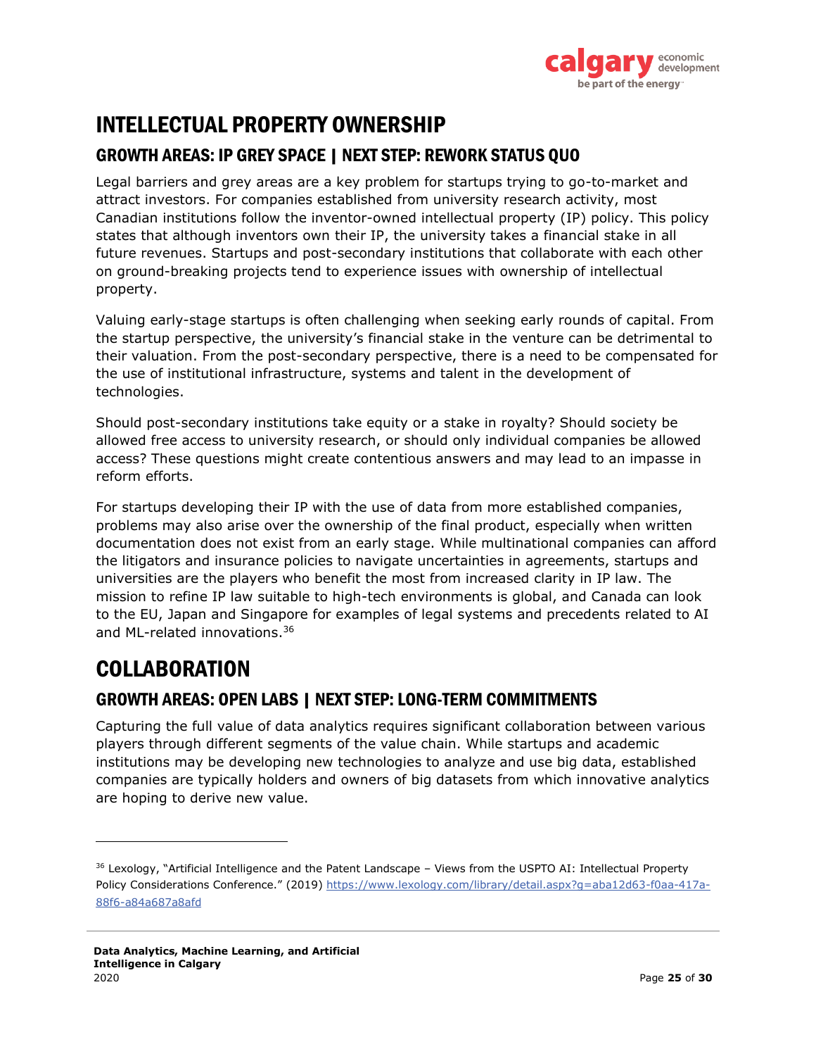# INTELLECTUAL PROPERTY OWNERSHIP

## GROWTH AREAS: IP GREY SPACE | NEXT STEP: REWORK STATUS QUO

Legal barriers and grey areas are a key problem for startups trying to go-to-market and attract investors. For companies established from university research activity, most Canadian institutions follow the inventor-owned intellectual property (IP) policy. This policy states that although inventors own their IP, the university takes a financial stake in all future revenues. Startups and post-secondary institutions that collaborate with each other on ground-breaking projects tend to experience issues with ownership of intellectual property.

Valuing early-stage startups is often challenging when seeking early rounds of capital. From the startup perspective, the university's financial stake in the venture can be detrimental to their valuation. From the post-secondary perspective, there is a need to be compensated for the use of institutional infrastructure, systems and talent in the development of technologies.

Should post-secondary institutions take equity or a stake in royalty? Should society be allowed free access to university research, or should only individual companies be allowed access? These questions might create contentious answers and may lead to an impasse in reform efforts.

For startups developing their IP with the use of data from more established companies, problems may also arise over the ownership of the final product, especially when written documentation does not exist from an early stage. While multinational companies can afford the litigators and insurance policies to navigate uncertainties in agreements, startups and universities are the players who benefit the most from increased clarity in IP law. The mission to refine IP law suitable to high-tech environments is global, and Canada can look to the EU, Japan and Singapore for examples of legal systems and precedents related to AI and ML-related innovations.[36]

# COLLABORATION

## GROWTH AREAS: OPEN LABS | NEXT STEP: LONG-TERM COMMITMENTS

Capturing the full value of data analytics requires significant collaboration between various players through different segments of the value chain. While startups and academic institutions may be developing new technologies to analyze and use big data, established companies are typically holders and owners of big datasets from which innovative analytics are hoping to derive new value.

---

[36] Lexology, "Artificial Intelligence and the Patent Landscape – Views from the USPTO AI: Intellectual Property Policy Considerations Conference." (2019) https://www.lexology.com/library/detail.aspx?g=aba12d63-f0aa-417a-88f6-a84a687a8afd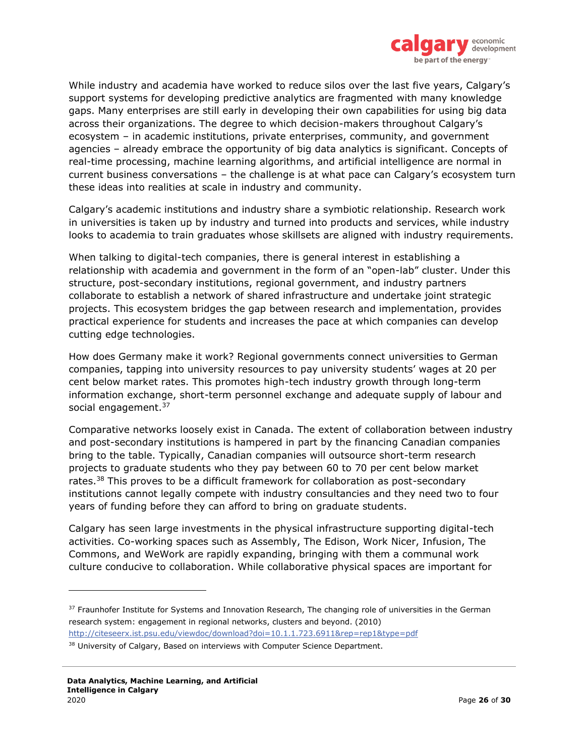While industry and academia have worked to reduce silos over the last five years, Calgary's support systems for developing predictive analytics are fragmented with many knowledge gaps. Many enterprises are still early in developing their own capabilities for using big data across their organizations. The degree to which decision-makers throughout Calgary's ecosystem – in academic institutions, private enterprises, community, and government agencies – already embrace the opportunity of big data analytics is significant. Concepts of real-time processing, machine learning algorithms, and artificial intelligence are normal in current business conversations – the challenge is at what pace can Calgary's ecosystem turn these ideas into realities at scale in industry and community.

Calgary's academic institutions and industry share a symbiotic relationship. Research work in universities is taken up by industry and turned into products and services, while industry looks to academia to train graduates whose skillsets are aligned with industry requirements.

When talking to digital-tech companies, there is general interest in establishing a relationship with academia and government in the form of an "open-lab" cluster. Under this structure, post-secondary institutions, regional government, and industry partners collaborate to establish a network of shared infrastructure and undertake joint strategic projects. This ecosystem bridges the gap between research and implementation, provides practical experience for students and increases the pace at which companies can develop cutting edge technologies.

How does Germany make it work? Regional governments connect universities to German companies, tapping into university resources to pay university students' wages at 20 per cent below market rates. This promotes high-tech industry growth through long-term information exchange, short-term personnel exchange and adequate supply of labour and social engagement.[37]

Comparative networks loosely exist in Canada. The extent of collaboration between industry and post-secondary institutions is hampered in part by the financing Canadian companies bring to the table. Typically, Canadian companies will outsource short-term research projects to graduate students who they pay between 60 to 70 per cent below market rates.[38] This proves to be a difficult framework for collaboration as post-secondary institutions cannot legally compete with industry consultancies and they need two to four years of funding before they can afford to bring on graduate students.

Calgary has seen large investments in the physical infrastructure supporting digital-tech activities. Co-working spaces such as Assembly, The Edison, Work Nicer, Infusion, The Commons, and WeWork are rapidly expanding, bringing with them a communal work culture conducive to collaboration. While collaborative physical spaces are important for

---

[37] Fraunhofer Institute for Systems and Innovation Research, The changing role of universities in the German research system: engagement in regional networks, clusters and beyond. (2010) http://citeseerx.ist.psu.edu/viewdoc/download?doi=10.1.1.723.6911&rep=rep1&type=pdf

[38] University of Calgary, Based on interviews with Computer Science Department.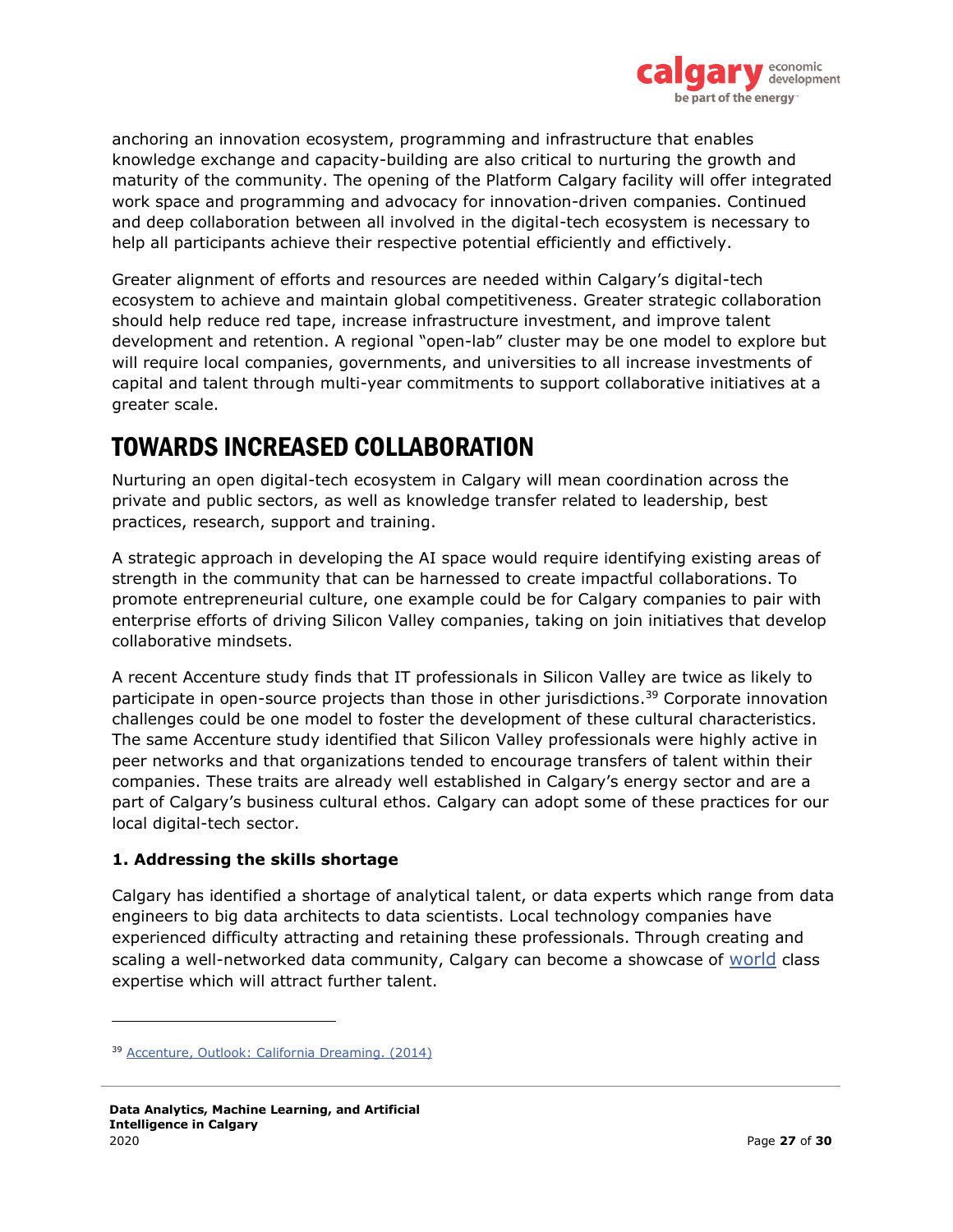anchoring an innovation ecosystem, programming and infrastructure that enables knowledge exchange and capacity-building are also critical to nurturing the growth and maturity of the community. The opening of the Platform Calgary facility will offer integrated work space and programming and advocacy for innovation-driven companies. Continued and deep collaboration between all involved in the digital-tech ecosystem is necessary to help all participants achieve their respective potential efficiently and effectively.

Greater alignment of efforts and resources are needed within Calgary's digital-tech ecosystem to achieve and maintain global competitiveness. Greater strategic collaboration should help reduce red tape, increase infrastructure investment, and improve talent development and retention. A regional "open-lab" cluster may be one model to explore but will require local companies, governments, and universities to all increase investments of capital and talent through multi-year commitments to support collaborative initiatives at a greater scale.

# TOWARDS INCREASED COLLABORATION

Nurturing an open digital-tech ecosystem in Calgary will mean coordination across the private and public sectors, as well as knowledge transfer related to leadership, best practices, research, support and training.

A strategic approach in developing the AI space would require identifying existing areas of strength in the community that can be harnessed to create impactful collaborations. To promote entrepreneurial culture, one example could be for Calgary companies to pair with enterprise efforts of driving Silicon Valley companies, taking on join initiatives that develop collaborative mindsets.

A recent Accenture study finds that IT professionals in Silicon Valley are twice as likely to participate in open-source projects than those in other jurisdictions.[39] Corporate innovation challenges could be one model to foster the development of these cultural characteristics. The same Accenture study identified that Silicon Valley professionals were highly active in peer networks and that organizations tended to encourage transfers of talent within their companies. These traits are already well established in Calgary's energy sector and are a part of Calgary's business cultural ethos. Calgary can adopt some of these practices for our local digital-tech sector.

**1. Addressing the skills shortage**

Calgary has identified a shortage of analytical talent, or data experts which range from data engineers to big data architects to data scientists. Local technology companies have experienced difficulty attracting and retaining these professionals. Through creating and scaling a well-networked data community, Calgary can become a showcase of world class expertise which will attract further talent.

[39] Accenture, Outlook: California Dreaming. (2014)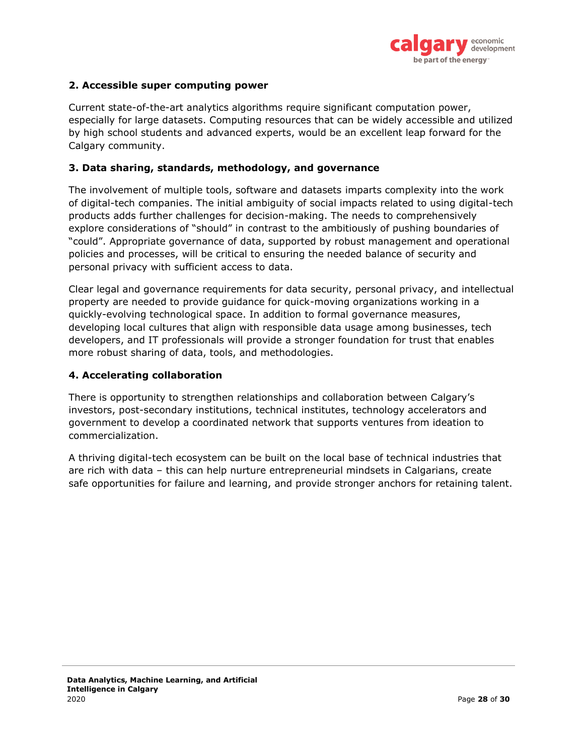### 2. Accessible super computing power

Current state-of-the-art analytics algorithms require significant computation power, especially for large datasets. Computing resources that can be widely accessible and utilized by high school students and advanced experts, would be an excellent leap forward for the Calgary community.

### 3. Data sharing, standards, methodology, and governance

The involvement of multiple tools, software and datasets imparts complexity into the work of digital-tech companies. The initial ambiguity of social impacts related to using digital-tech products adds further challenges for decision-making. The needs to comprehensively explore considerations of "should" in contrast to the ambitiously of pushing boundaries of "could". Appropriate governance of data, supported by robust management and operational policies and processes, will be critical to ensuring the needed balance of security and personal privacy with sufficient access to data.

Clear legal and governance requirements for data security, personal privacy, and intellectual property are needed to provide guidance for quick-moving organizations working in a quickly-evolving technological space. In addition to formal governance measures, developing local cultures that align with responsible data usage among businesses, tech developers, and IT professionals will provide a stronger foundation for trust that enables more robust sharing of data, tools, and methodologies.

### 4. Accelerating collaboration

There is opportunity to strengthen relationships and collaboration between Calgary's investors, post-secondary institutions, technical institutes, technology accelerators and government to develop a coordinated network that supports ventures from ideation to commercialization.

A thriving digital-tech ecosystem can be built on the local base of technical industries that are rich with data – this can help nurture entrepreneurial mindsets in Calgarians, create safe opportunities for failure and learning, and provide stronger anchors for retaining talent.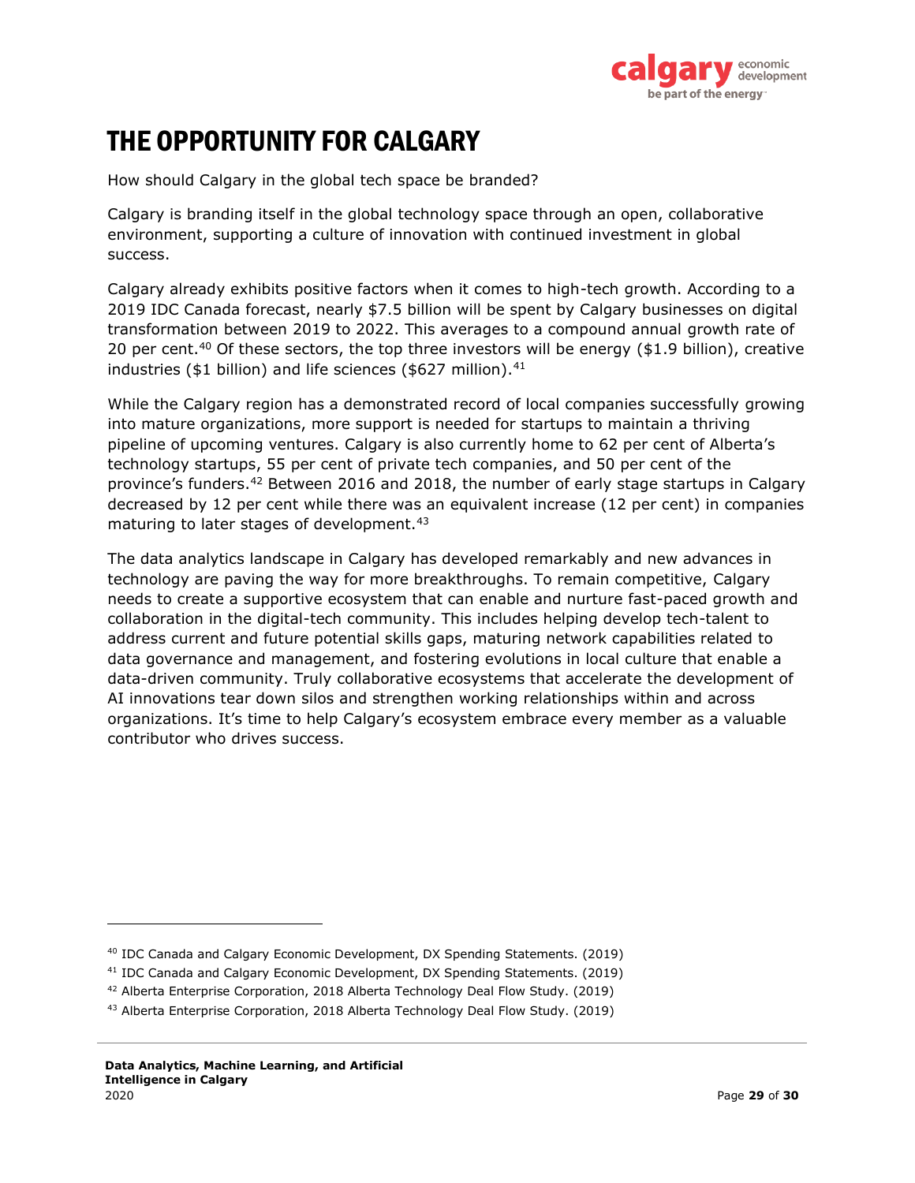# THE OPPORTUNITY FOR CALGARY

How should Calgary in the global tech space be branded?

Calgary is branding itself in the global technology space through an open, collaborative environment, supporting a culture of innovation with continued investment in global success.

Calgary already exhibits positive factors when it comes to high-tech growth. According to a 2019 IDC Canada forecast, nearly $7.5 billion will be spent by Calgary businesses on digital transformation between 2019 to 2022. This averages to a compound annual growth rate of 20 per cent.[40] Of these sectors, the top three investors will be energy ($1.9 billion), creative industries ($1 billion) and life sciences ($627 million).[41]

While the Calgary region has a demonstrated record of local companies successfully growing into mature organizations, more support is needed for startups to maintain a thriving pipeline of upcoming ventures. Calgary is also currently home to 62 per cent of Alberta's technology startups, 55 per cent of private tech companies, and 50 per cent of the province's funders.[42] Between 2016 and 2018, the number of early stage startups in Calgary decreased by 12 per cent while there was an equivalent increase (12 per cent) in companies maturing to later stages of development.[43]

The data analytics landscape in Calgary has developed remarkably and new advances in technology are paving the way for more breakthroughs. To remain competitive, Calgary needs to create a supportive ecosystem that can enable and nurture fast-paced growth and collaboration in the digital-tech community. This includes helping develop tech-talent to address current and future potential skills gaps, maturing network capabilities related to data governance and management, and fostering evolutions in local culture that enable a data-driven community. Truly collaborative ecosystems that accelerate the development of AI innovations tear down silos and strengthen working relationships within and across organizations. It's time to help Calgary's ecosystem embrace every member as a valuable contributor who drives success.

---

[40] IDC Canada and Calgary Economic Development, DX Spending Statements. (2019)

[41] IDC Canada and Calgary Economic Development, DX Spending Statements. (2019)

[42] Alberta Enterprise Corporation, 2018 Alberta Technology Deal Flow Study. (2019)

[43] Alberta Enterprise Corporation, 2018 Alberta Technology Deal Flow Study. (2019)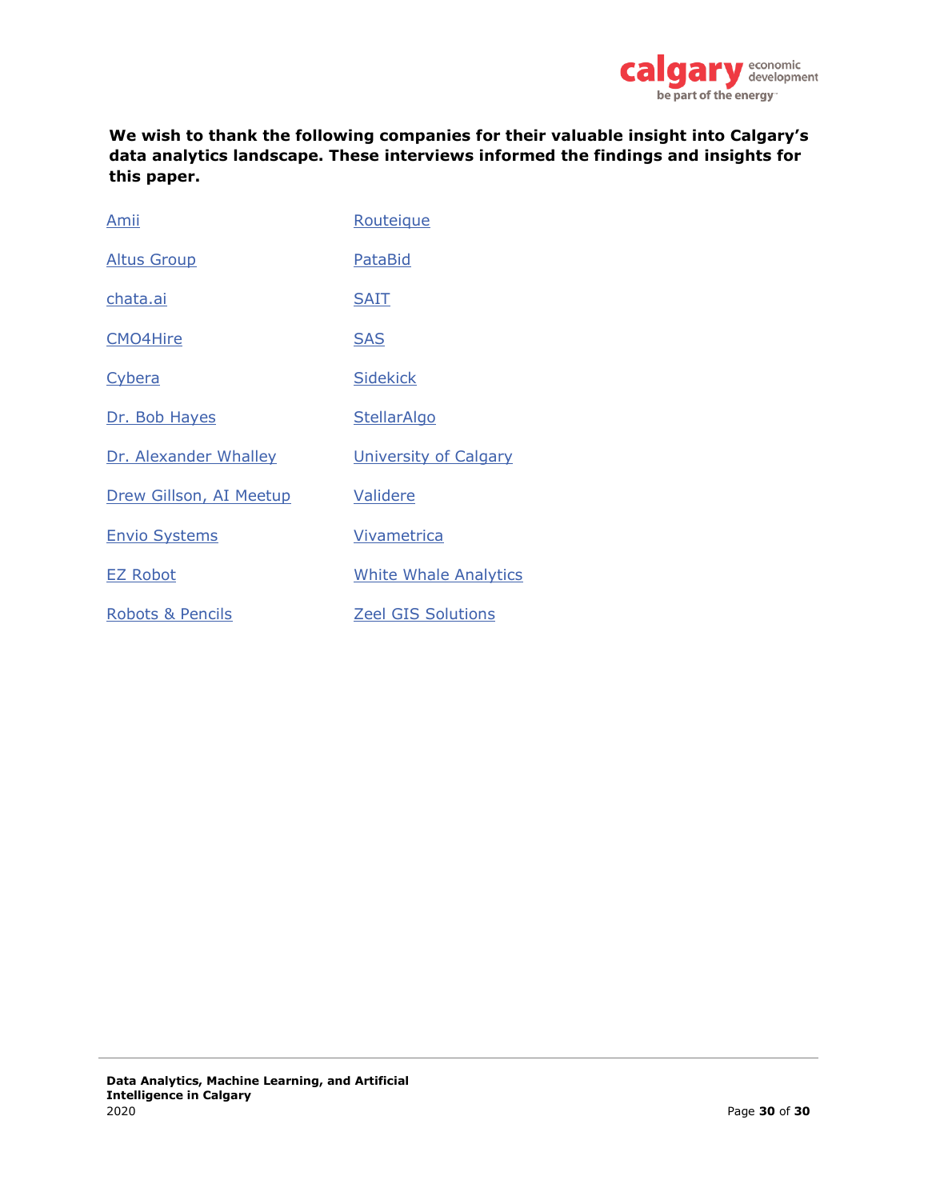**We wish to thank the following companies for their valuable insight into Calgary's data analytics landscape. These interviews informed the findings and insights for this paper.**

- Amii
- Altus Group
- chata.ai
- CMO4Hire
- Cybera
- Dr. Bob Hayes
- Dr. Alexander Whalley
- Drew Gillson, AI Meetup
- Envio Systems
- EZ Robot
- Robots & Pencils
- Routeique
- PataBid
- SAIT
- SAS
- Sidekick
- StellarAlgo
- University of Calgary
- Validere
- Vivametrica
- White Whale Analytics
- Zeel GIS Solutions